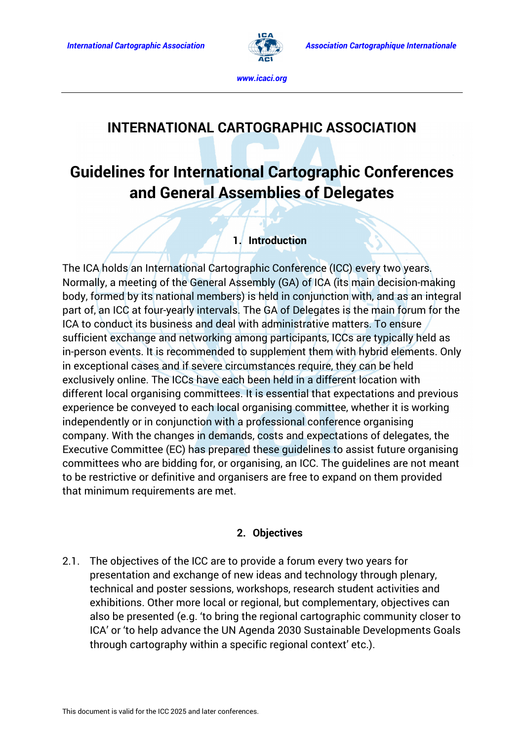# INTERNATIONAL CARTOGRAPHIC ASSOCIATION

# Guidelines for International Cartographic Conferences and General Assemblies of Delegates

## 1. Introduction

The ICA holds an International Cartographic Conference (ICC) every two years. Normally, a meeting of the General Assembly (GA) of ICA (its main decision-making body, formed by its national members) is held in conjunction with, and as an integral part of, an ICC at four-yearly intervals. The GA of Delegates is the main forum for the ICA to conduct its business and deal with administrative matters. To ensure sufficient exchange and networking among participants, ICCs are typically held as in-person events. It is recommended to supplement them with hybrid elements. Only in exceptional cases and if severe circumstances require, they can be held exclusively online. The ICCs have each been held in a different location with different local organising committees. It is essential that expectations and previous experience be conveyed to each local organising committee, whether it is working independently or in conjunction with a professional conference organising company. With the changes in demands, costs and expectations of delegates, the Executive Committee (EC) has prepared these guidelines to assist future organising committees who are bidding for, or organising, an ICC. The guidelines are not meant to be restrictive or definitive and organisers are free to expand on them provided that minimum requirements are met.

## 2. Objectives

2.1. The objectives of the ICC are to provide a forum every two years for presentation and exchange of new ideas and technology through plenary, technical and poster sessions, workshops, research student activities and exhibitions. Other more local or regional, but complementary, objectives can also be presented (e.g. 'to bring the regional cartographic community closer to ICA' or 'to help advance the UN Agenda 2030 Sustainable Developments Goals through cartography within a specific regional context' etc.).

This document is valid for the ICC 2025 and later conferences.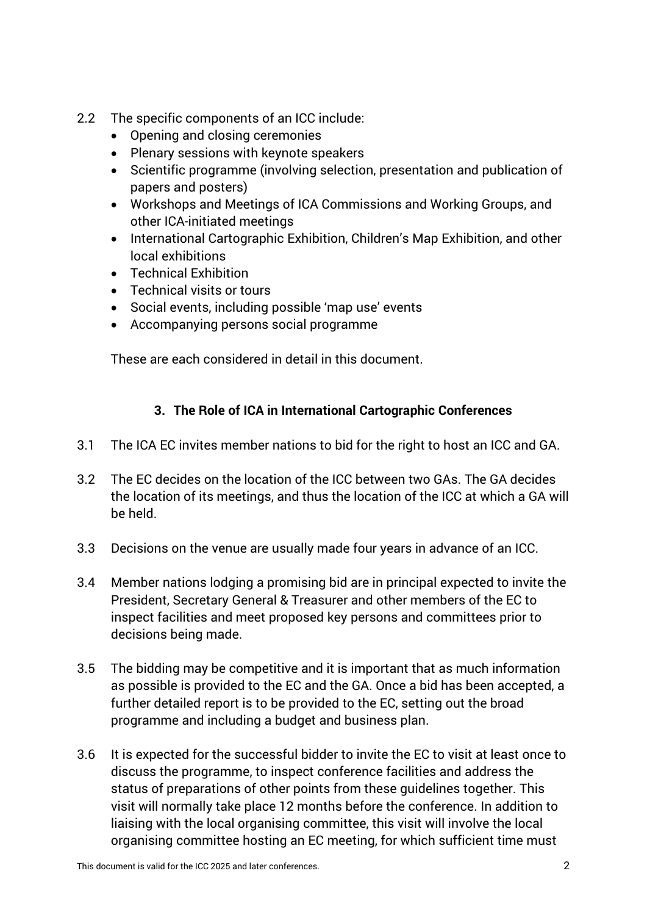2.2 The specific components of an ICC include:

- Opening and closing ceremonies
- Plenary sessions with keynote speakers
- Scientific programme (involving selection, presentation and publication of papers and posters)
- Workshops and Meetings of ICA Commissions and Working Groups, and other ICA-initiated meetings
- International Cartographic Exhibition, Children's Map Exhibition, and other local exhibitions
- Technical Exhibition
- Technical visits or tours
- Social events, including possible 'map use' events
- Accompanying persons social programme

These are each considered in detail in this document.

## 3. The Role of ICA in International Cartographic Conferences

3.1 The ICA EC invites member nations to bid for the right to host an ICC and GA.

3.2 The EC decides on the location of the ICC between two GAs. The GA decides the location of its meetings, and thus the location of the ICC at which a GA will be held.

3.3 Decisions on the venue are usually made four years in advance of an ICC.

3.4 Member nations lodging a promising bid are in principal expected to invite the President, Secretary General & Treasurer and other members of the EC to inspect facilities and meet proposed key persons and committees prior to decisions being made.

3.5 The bidding may be competitive and it is important that as much information as possible is provided to the EC and the GA. Once a bid has been accepted, a further detailed report is to be provided to the EC, setting out the broad programme and including a budget and business plan.

3.6 It is expected for the successful bidder to invite the EC to visit at least once to discuss the programme, to inspect conference facilities and address the status of preparations of other points from these guidelines together. This visit will normally take place 12 months before the conference. In addition to liaising with the local organising committee, this visit will involve the local organising committee hosting an EC meeting, for which sufficient time must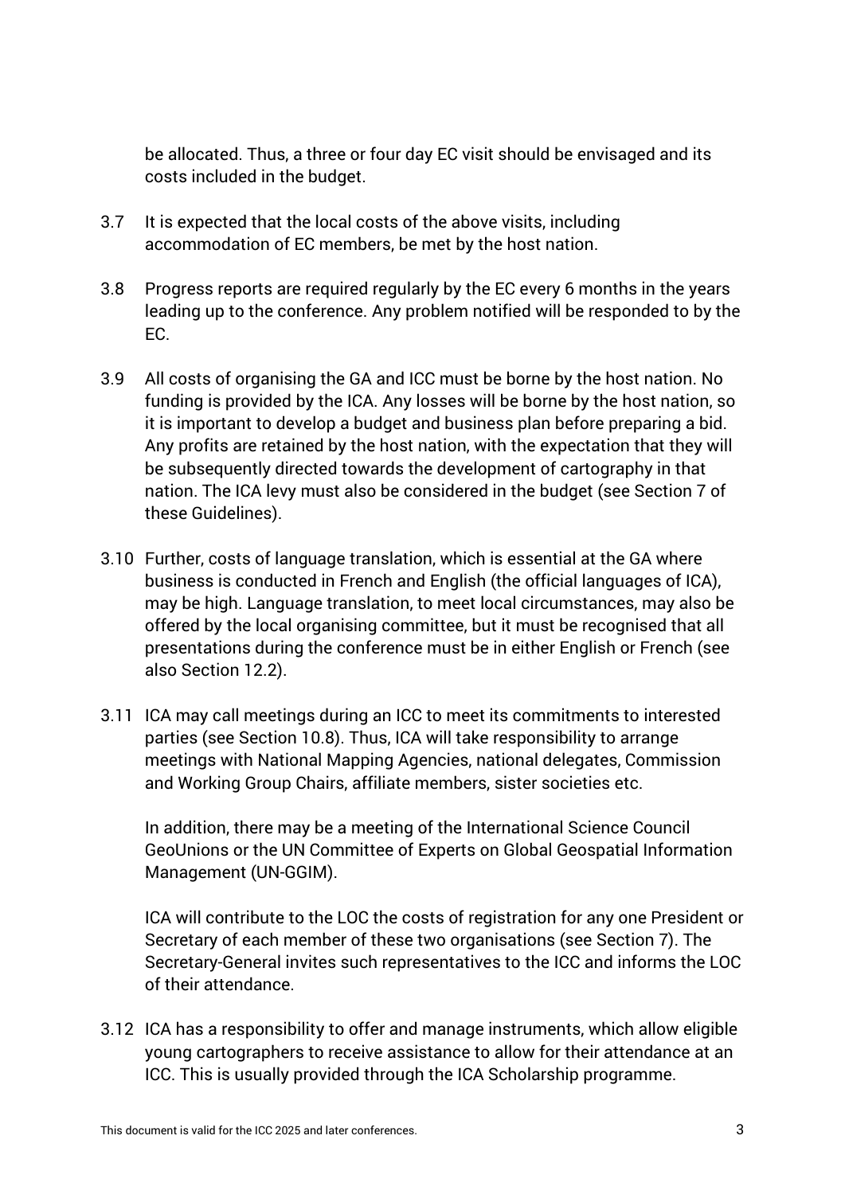be allocated. Thus, a three or four day EC visit should be envisaged and its costs included in the budget.

3.7 It is expected that the local costs of the above visits, including accommodation of EC members, be met by the host nation.

3.8 Progress reports are required regularly by the EC every 6 months in the years leading up to the conference. Any problem notified will be responded to by the EC.

3.9 All costs of organising the GA and ICC must be borne by the host nation. No funding is provided by the ICA. Any losses will be borne by the host nation, so it is important to develop a budget and business plan before preparing a bid. Any profits are retained by the host nation, with the expectation that they will be subsequently directed towards the development of cartography in that nation. The ICA levy must also be considered in the budget (see Section 7 of these Guidelines).

3.10 Further, costs of language translation, which is essential at the GA where business is conducted in French and English (the official languages of ICA), may be high. Language translation, to meet local circumstances, may also be offered by the local organising committee, but it must be recognised that all presentations during the conference must be in either English or French (see also Section 12.2).

3.11 ICA may call meetings during an ICC to meet its commitments to interested parties (see Section 10.8). Thus, ICA will take responsibility to arrange meetings with National Mapping Agencies, national delegates, Commission and Working Group Chairs, affiliate members, sister societies etc.

In addition, there may be a meeting of the International Science Council GeoUnions or the UN Committee of Experts on Global Geospatial Information Management (UN-GGIM).

ICA will contribute to the LOC the costs of registration for any one President or Secretary of each member of these two organisations (see Section 7). The Secretary-General invites such representatives to the ICC and informs the LOC of their attendance.

3.12 ICA has a responsibility to offer and manage instruments, which allow eligible young cartographers to receive assistance to allow for their attendance at an ICC. This is usually provided through the ICA Scholarship programme.

This document is valid for the ICC 2025 and later conferences.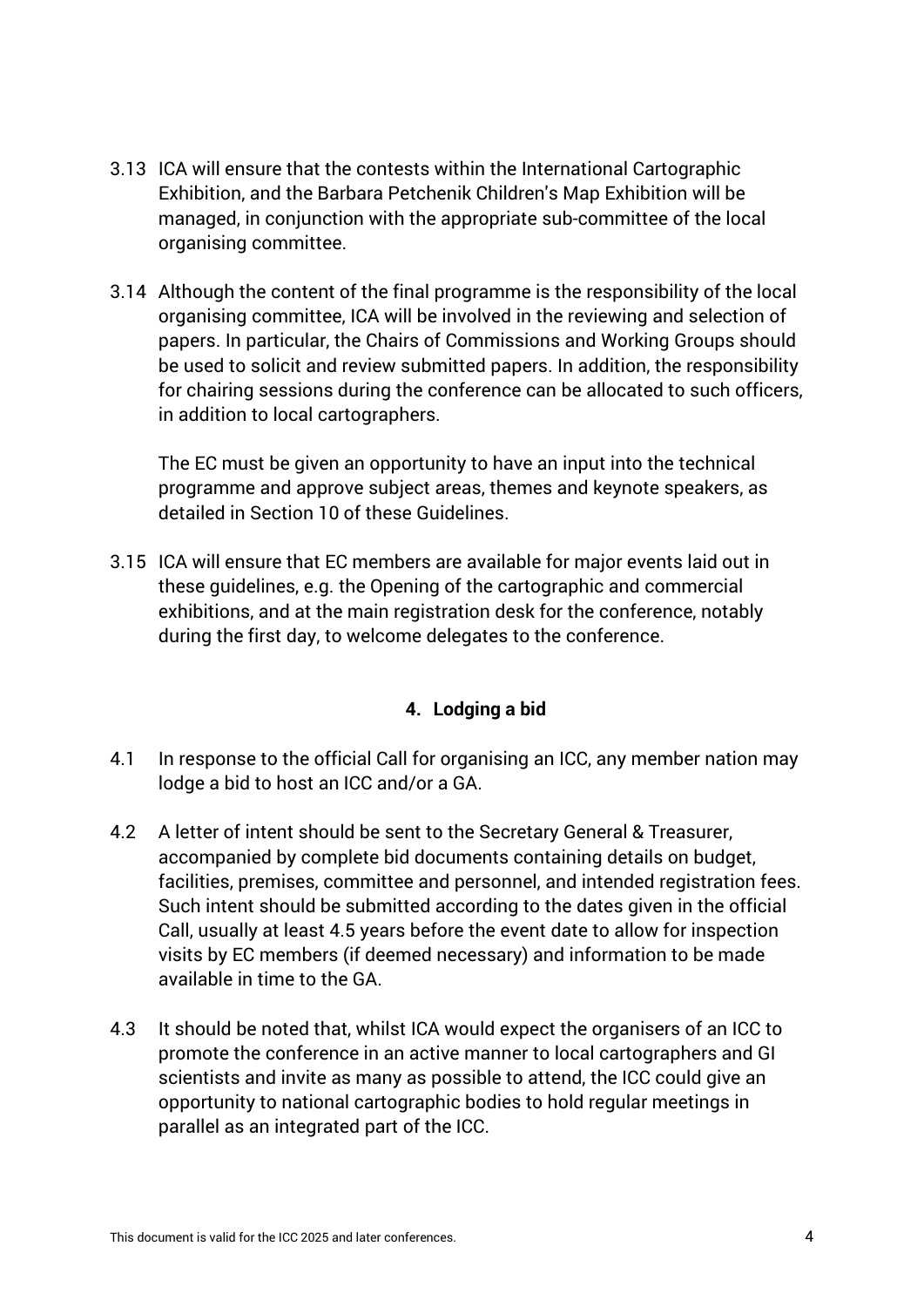3.13 ICA will ensure that the contests within the International Cartographic Exhibition, and the Barbara Petchenik Children's Map Exhibition will be managed, in conjunction with the appropriate sub-committee of the local organising committee.

3.14 Although the content of the final programme is the responsibility of the local organising committee, ICA will be involved in the reviewing and selection of papers. In particular, the Chairs of Commissions and Working Groups should be used to solicit and review submitted papers. In addition, the responsibility for chairing sessions during the conference can be allocated to such officers, in addition to local cartographers.

The EC must be given an opportunity to have an input into the technical programme and approve subject areas, themes and keynote speakers, as detailed in Section 10 of these Guidelines.

3.15 ICA will ensure that EC members are available for major events laid out in these guidelines, e.g. the Opening of the cartographic and commercial exhibitions, and at the main registration desk for the conference, notably during the first day, to welcome delegates to the conference.

## 4. Lodging a bid

4.1 In response to the official Call for organising an ICC, any member nation may lodge a bid to host an ICC and/or a GA.

4.2 A letter of intent should be sent to the Secretary General & Treasurer, accompanied by complete bid documents containing details on budget, facilities, premises, committee and personnel, and intended registration fees. Such intent should be submitted according to the dates given in the official Call, usually at least 4.5 years before the event date to allow for inspection visits by EC members (if deemed necessary) and information to be made available in time to the GA.

4.3 It should be noted that, whilst ICA would expect the organisers of an ICC to promote the conference in an active manner to local cartographers and GI scientists and invite as many as possible to attend, the ICC could give an opportunity to national cartographic bodies to hold regular meetings in parallel as an integrated part of the ICC.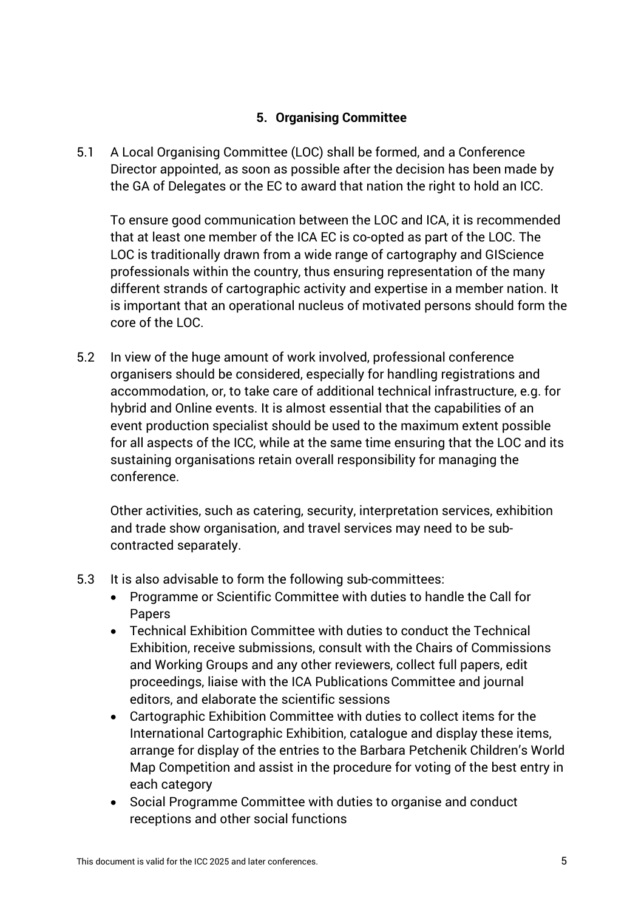## 5. Organising Committee

5.1 A Local Organising Committee (LOC) shall be formed, and a Conference Director appointed, as soon as possible after the decision has been made by the GA of Delegates or the EC to award that nation the right to hold an ICC.

To ensure good communication between the LOC and ICA, it is recommended that at least one member of the ICA EC is co-opted as part of the LOC. The LOC is traditionally drawn from a wide range of cartography and GIScience professionals within the country, thus ensuring representation of the many different strands of cartographic activity and expertise in a member nation. It is important that an operational nucleus of motivated persons should form the core of the LOC.

5.2 In view of the huge amount of work involved, professional conference organisers should be considered, especially for handling registrations and accommodation, or, to take care of additional technical infrastructure, e.g. for hybrid and Online events. It is almost essential that the capabilities of an event production specialist should be used to the maximum extent possible for all aspects of the ICC, while at the same time ensuring that the LOC and its sustaining organisations retain overall responsibility for managing the conference.

Other activities, such as catering, security, interpretation services, exhibition and trade show organisation, and travel services may need to be sub-contracted separately.

5.3 It is also advisable to form the following sub-committees:

- Programme or Scientific Committee with duties to handle the Call for Papers
- Technical Exhibition Committee with duties to conduct the Technical Exhibition, receive submissions, consult with the Chairs of Commissions and Working Groups and any other reviewers, collect full papers, edit proceedings, liaise with the ICA Publications Committee and journal editors, and elaborate the scientific sessions
- Cartographic Exhibition Committee with duties to collect items for the International Cartographic Exhibition, catalogue and display these items, arrange for display of the entries to the Barbara Petchenik Children's World Map Competition and assist in the procedure for voting of the best entry in each category
- Social Programme Committee with duties to organise and conduct receptions and other social functions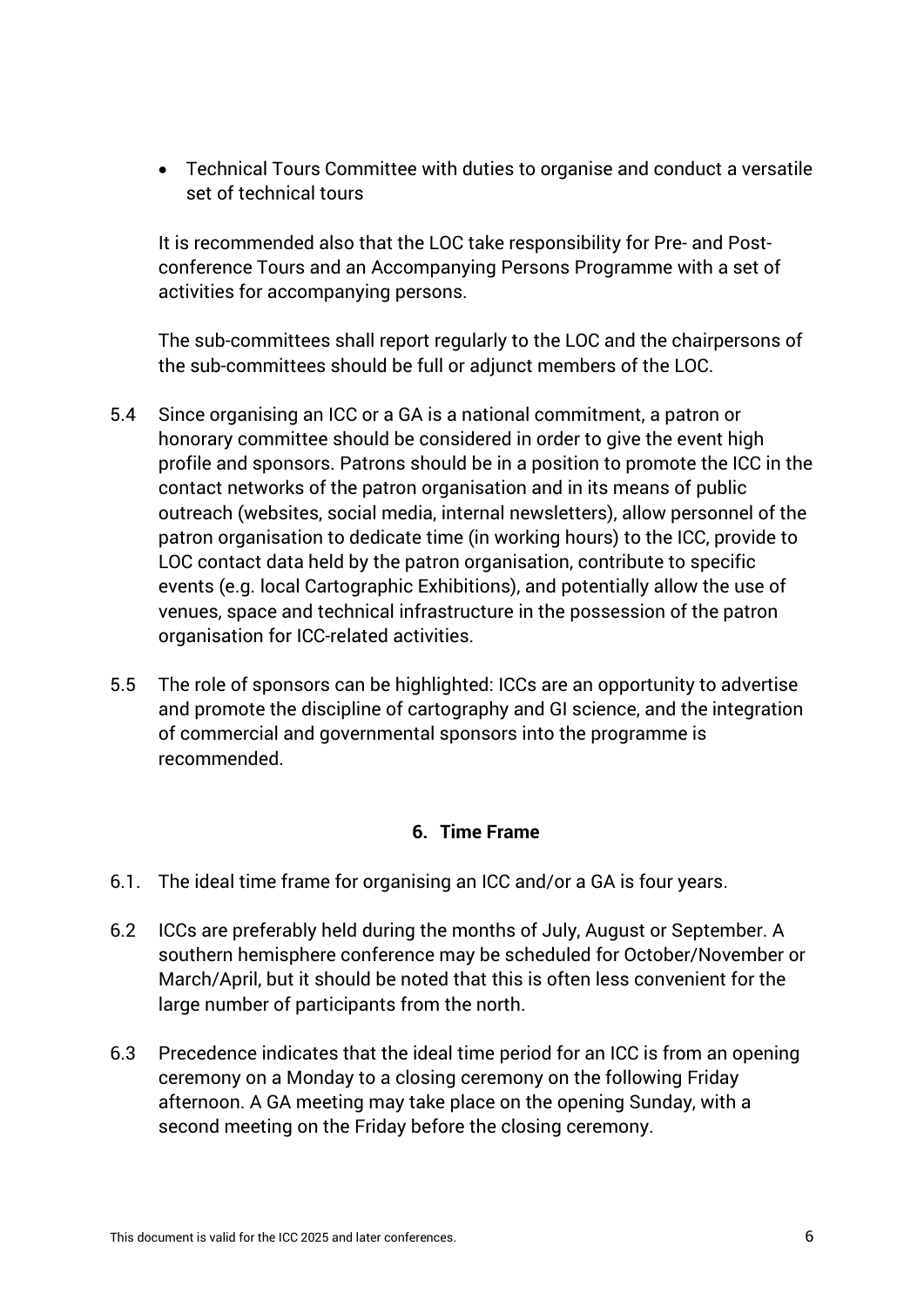- Technical Tours Committee with duties to organise and conduct a versatile set of technical tours

It is recommended also that the LOC take responsibility for Pre- and Post-conference Tours and an Accompanying Persons Programme with a set of activities for accompanying persons.

The sub-committees shall report regularly to the LOC and the chairpersons of the sub-committees should be full or adjunct members of the LOC.

5.4 Since organising an ICC or a GA is a national commitment, a patron or honorary committee should be considered in order to give the event high profile and sponsors. Patrons should be in a position to promote the ICC in the contact networks of the patron organisation and in its means of public outreach (websites, social media, internal newsletters), allow personnel of the patron organisation to dedicate time (in working hours) to the ICC, provide to LOC contact data held by the patron organisation, contribute to specific events (e.g. local Cartographic Exhibitions), and potentially allow the use of venues, space and technical infrastructure in the possession of the patron organisation for ICC-related activities.

5.5 The role of sponsors can be highlighted: ICCs are an opportunity to advertise and promote the discipline of cartography and GI science, and the integration of commercial and governmental sponsors into the programme is recommended.

## 6. Time Frame

6.1. The ideal time frame for organising an ICC and/or a GA is four years.

6.2 ICCs are preferably held during the months of July, August or September. A southern hemisphere conference may be scheduled for October/November or March/April, but it should be noted that this is often less convenient for the large number of participants from the north.

6.3 Precedence indicates that the ideal time period for an ICC is from an opening ceremony on a Monday to a closing ceremony on the following Friday afternoon. A GA meeting may take place on the opening Sunday, with a second meeting on the Friday before the closing ceremony.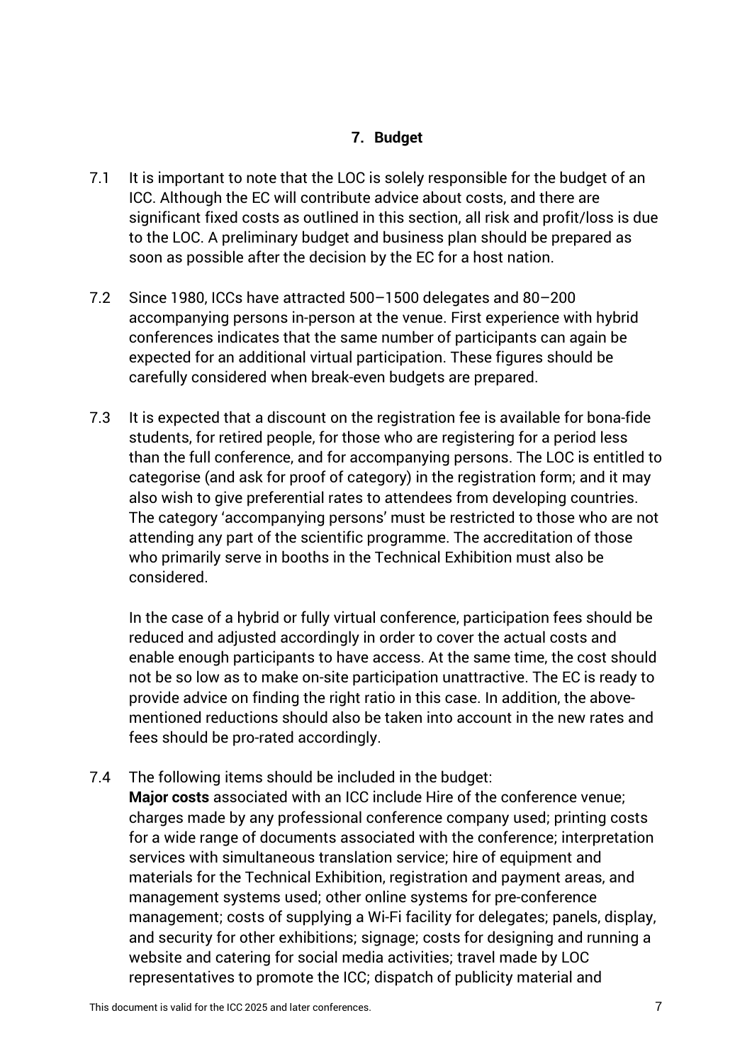## 7. Budget

7.1 It is important to note that the LOC is solely responsible for the budget of an ICC. Although the EC will contribute advice about costs, and there are significant fixed costs as outlined in this section, all risk and profit/loss is due to the LOC. A preliminary budget and business plan should be prepared as soon as possible after the decision by the EC for a host nation.

7.2 Since 1980, ICCs have attracted 500–1500 delegates and 80–200 accompanying persons in-person at the venue. First experience with hybrid conferences indicates that the same number of participants can again be expected for an additional virtual participation. These figures should be carefully considered when break-even budgets are prepared.

7.3 It is expected that a discount on the registration fee is available for bona-fide students, for retired people, for those who are registering for a period less than the full conference, and for accompanying persons. The LOC is entitled to categorise (and ask for proof of category) in the registration form; and it may also wish to give preferential rates to attendees from developing countries. The category 'accompanying persons' must be restricted to those who are not attending any part of the scientific programme. The accreditation of those who primarily serve in booths in the Technical Exhibition must also be considered.

In the case of a hybrid or fully virtual conference, participation fees should be reduced and adjusted accordingly in order to cover the actual costs and enable enough participants to have access. At the same time, the cost should not be so low as to make on-site participation unattractive. The EC is ready to provide advice on finding the right ratio in this case. In addition, the above-mentioned reductions should also be taken into account in the new rates and fees should be pro-rated accordingly.

7.4 The following items should be included in the budget:
**Major costs** associated with an ICC include Hire of the conference venue; charges made by any professional conference company used; printing costs for a wide range of documents associated with the conference; interpretation services with simultaneous translation service; hire of equipment and materials for the Technical Exhibition, registration and payment areas, and management systems used; other online systems for pre-conference management; costs of supplying a Wi-Fi facility for delegates; panels, display, and security for other exhibitions; signage; costs for designing and running a website and catering for social media activities; travel made by LOC representatives to promote the ICC; dispatch of publicity material and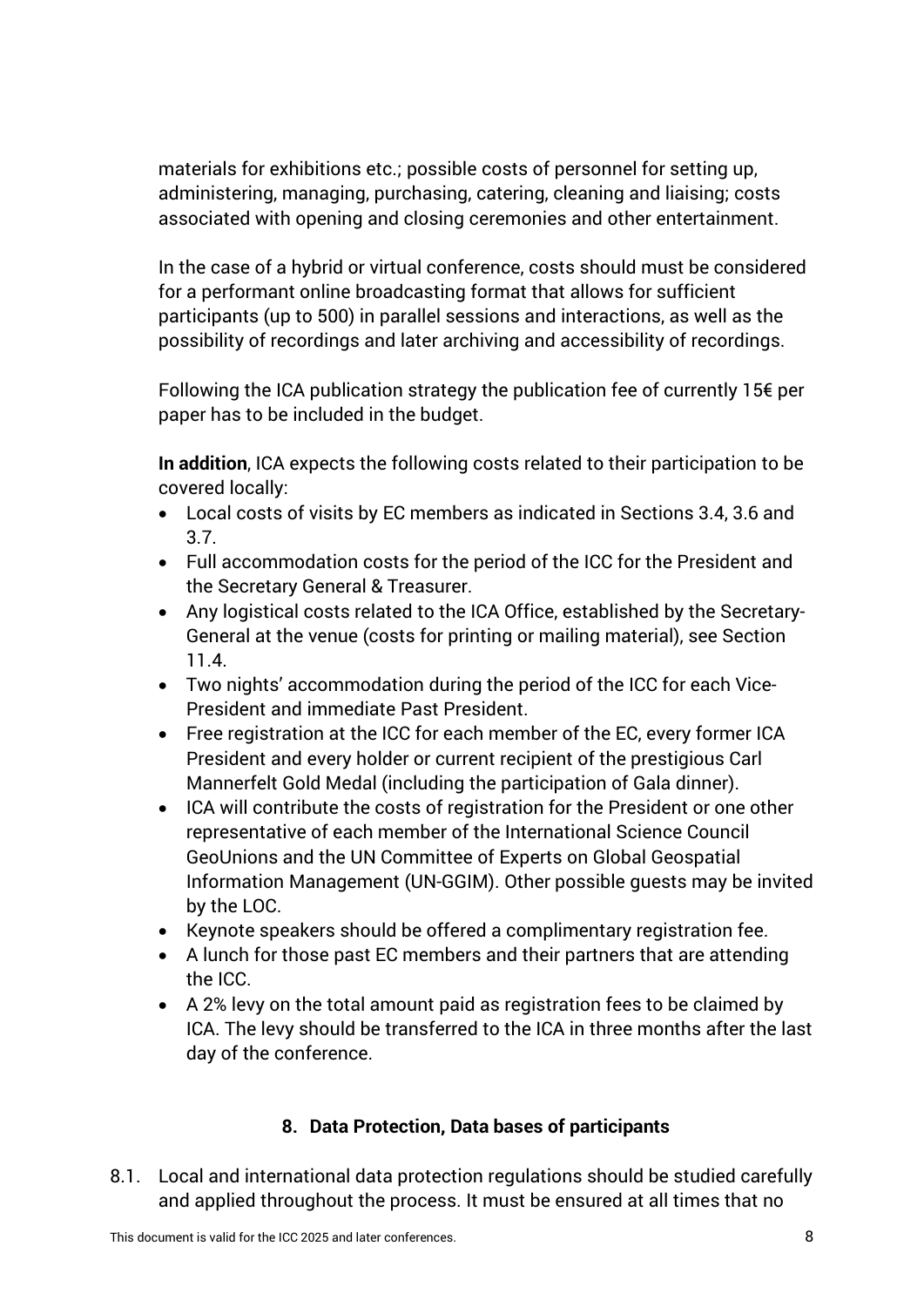materials for exhibitions etc.; possible costs of personnel for setting up, administering, managing, purchasing, catering, cleaning and liaising; costs associated with opening and closing ceremonies and other entertainment.

In the case of a hybrid or virtual conference, costs should must be considered for a performant online broadcasting format that allows for sufficient participants (up to 500) in parallel sessions and interactions, as well as the possibility of recordings and later archiving and accessibility of recordings.

Following the ICA publication strategy the publication fee of currently 15€ per paper has to be included in the budget.

**In addition**, ICA expects the following costs related to their participation to be covered locally:

- Local costs of visits by EC members as indicated in Sections 3.4, 3.6 and 3.7.
- Full accommodation costs for the period of the ICC for the President and the Secretary General & Treasurer.
- Any logistical costs related to the ICA Office, established by the Secretary-General at the venue (costs for printing or mailing material), see Section 11.4.
- Two nights' accommodation during the period of the ICC for each Vice-President and immediate Past President.
- Free registration at the ICC for each member of the EC, every former ICA President and every holder or current recipient of the prestigious Carl Mannerfelt Gold Medal (including the participation of Gala dinner).
- ICA will contribute the costs of registration for the President or one other representative of each member of the International Science Council GeoUnions and the UN Committee of Experts on Global Geospatial Information Management (UN-GGIM). Other possible guests may be invited by the LOC.
- Keynote speakers should be offered a complimentary registration fee.
- A lunch for those past EC members and their partners that are attending the ICC.
- A 2% levy on the total amount paid as registration fees to be claimed by ICA. The levy should be transferred to the ICA in three months after the last day of the conference.

## 8. Data Protection, Data bases of participants

8.1. Local and international data protection regulations should be studied carefully and applied throughout the process. It must be ensured at all times that no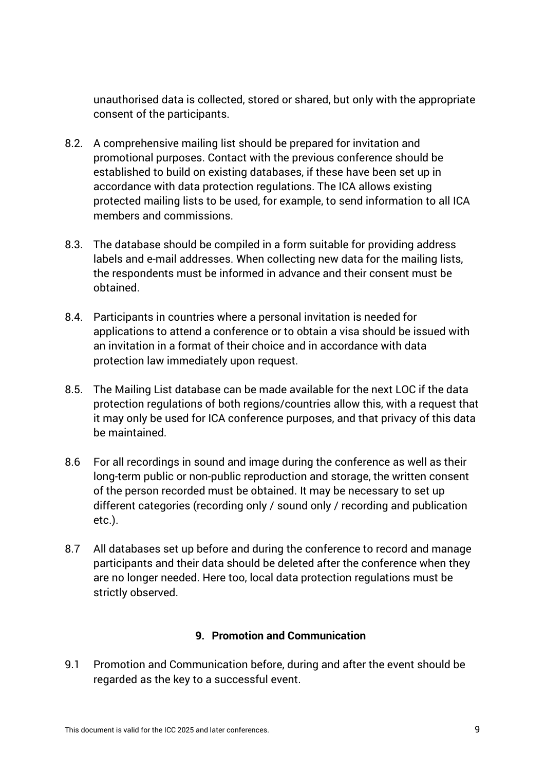unauthorised data is collected, stored or shared, but only with the appropriate consent of the participants.

8.2. A comprehensive mailing list should be prepared for invitation and promotional purposes. Contact with the previous conference should be established to build on existing databases, if these have been set up in accordance with data protection regulations. The ICA allows existing protected mailing lists to be used, for example, to send information to all ICA members and commissions.

8.3. The database should be compiled in a form suitable for providing address labels and e-mail addresses. When collecting new data for the mailing lists, the respondents must be informed in advance and their consent must be obtained.

8.4. Participants in countries where a personal invitation is needed for applications to attend a conference or to obtain a visa should be issued with an invitation in a format of their choice and in accordance with data protection law immediately upon request.

8.5. The Mailing List database can be made available for the next LOC if the data protection regulations of both regions/countries allow this, with a request that it may only be used for ICA conference purposes, and that privacy of this data be maintained.

8.6 For all recordings in sound and image during the conference as well as their long-term public or non-public reproduction and storage, the written consent of the person recorded must be obtained. It may be necessary to set up different categories (recording only / sound only / recording and publication etc.).

8.7 All databases set up before and during the conference to record and manage participants and their data should be deleted after the conference when they are no longer needed. Here too, local data protection regulations must be strictly observed.

## 9. Promotion and Communication

9.1 Promotion and Communication before, during and after the event should be regarded as the key to a successful event.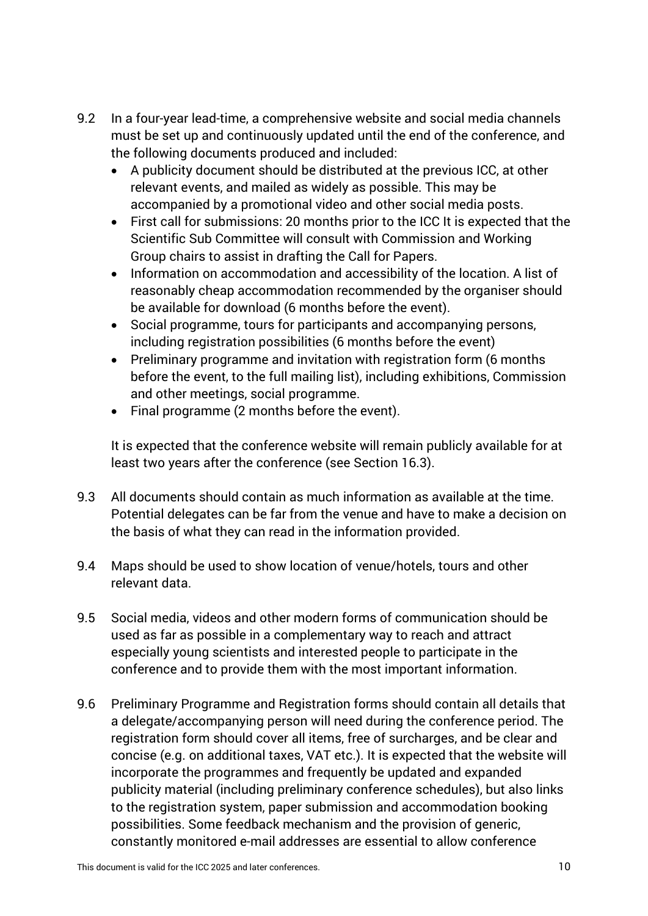9.2 In a four-year lead-time, a comprehensive website and social media channels must be set up and continuously updated until the end of the conference, and the following documents produced and included:

- A publicity document should be distributed at the previous ICC, at other relevant events, and mailed as widely as possible. This may be accompanied by a promotional video and other social media posts.
- First call for submissions: 20 months prior to the ICC It is expected that the Scientific Sub Committee will consult with Commission and Working Group chairs to assist in drafting the Call for Papers.
- Information on accommodation and accessibility of the location. A list of reasonably cheap accommodation recommended by the organiser should be available for download (6 months before the event).
- Social programme, tours for participants and accompanying persons, including registration possibilities (6 months before the event)
- Preliminary programme and invitation with registration form (6 months before the event, to the full mailing list), including exhibitions, Commission and other meetings, social programme.
- Final programme (2 months before the event).

It is expected that the conference website will remain publicly available for at least two years after the conference (see Section 16.3).

9.3 All documents should contain as much information as available at the time. Potential delegates can be far from the venue and have to make a decision on the basis of what they can read in the information provided.

9.4 Maps should be used to show location of venue/hotels, tours and other relevant data.

9.5 Social media, videos and other modern forms of communication should be used as far as possible in a complementary way to reach and attract especially young scientists and interested people to participate in the conference and to provide them with the most important information.

9.6 Preliminary Programme and Registration forms should contain all details that a delegate/accompanying person will need during the conference period. The registration form should cover all items, free of surcharges, and be clear and concise (e.g. on additional taxes, VAT etc.). It is expected that the website will incorporate the programmes and frequently be updated and expanded publicity material (including preliminary conference schedules), but also links to the registration system, paper submission and accommodation booking possibilities. Some feedback mechanism and the provision of generic, constantly monitored e-mail addresses are essential to allow conference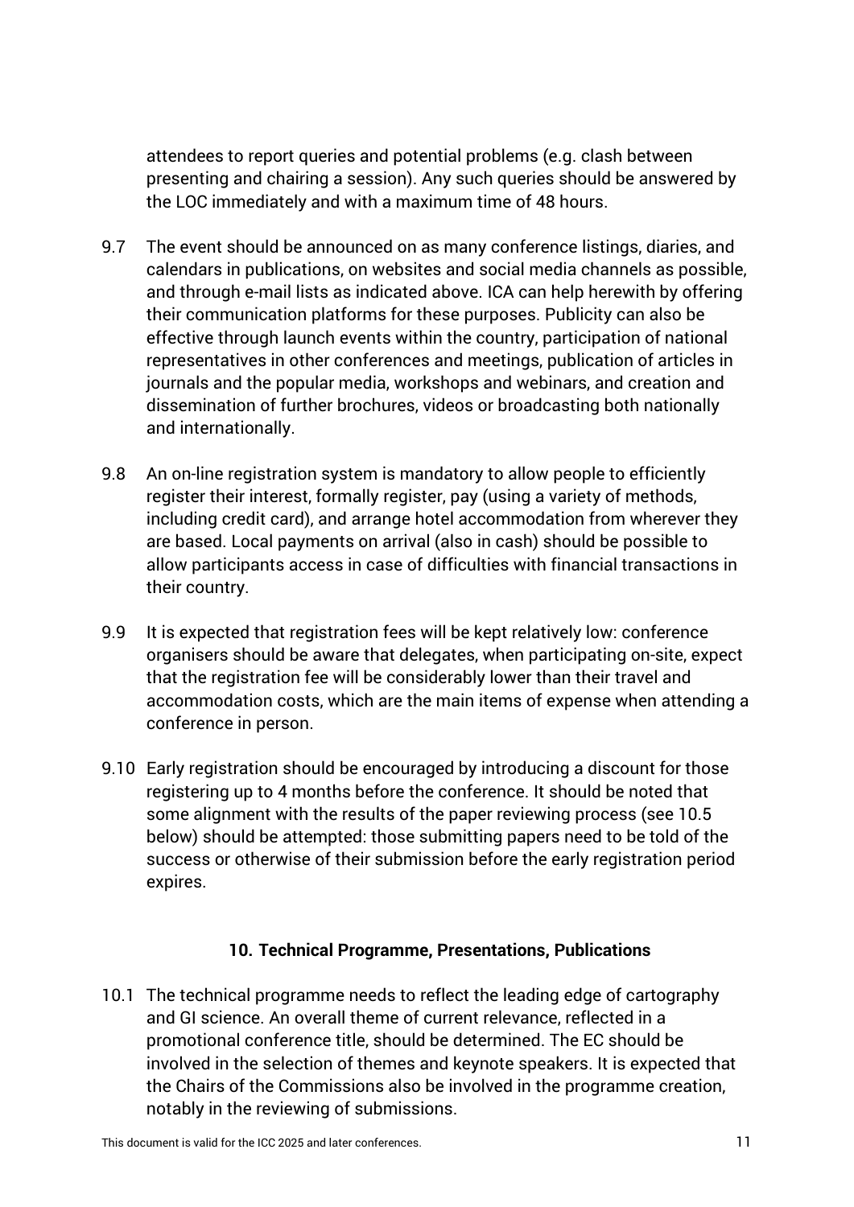attendees to report queries and potential problems (e.g. clash between presenting and chairing a session). Any such queries should be answered by the LOC immediately and with a maximum time of 48 hours.

9.7 The event should be announced on as many conference listings, diaries, and calendars in publications, on websites and social media channels as possible, and through e-mail lists as indicated above. ICA can help herewith by offering their communication platforms for these purposes. Publicity can also be effective through launch events within the country, participation of national representatives in other conferences and meetings, publication of articles in journals and the popular media, workshops and webinars, and creation and dissemination of further brochures, videos or broadcasting both nationally and internationally.

9.8 An on-line registration system is mandatory to allow people to efficiently register their interest, formally register, pay (using a variety of methods, including credit card), and arrange hotel accommodation from wherever they are based. Local payments on arrival (also in cash) should be possible to allow participants access in case of difficulties with financial transactions in their country.

9.9 It is expected that registration fees will be kept relatively low: conference organisers should be aware that delegates, when participating on-site, expect that the registration fee will be considerably lower than their travel and accommodation costs, which are the main items of expense when attending a conference in person.

9.10 Early registration should be encouraged by introducing a discount for those registering up to 4 months before the conference. It should be noted that some alignment with the results of the paper reviewing process (see 10.5 below) should be attempted: those submitting papers need to be told of the success or otherwise of their submission before the early registration period expires.

## 10. Technical Programme, Presentations, Publications

10.1 The technical programme needs to reflect the leading edge of cartography and GI science. An overall theme of current relevance, reflected in a promotional conference title, should be determined. The EC should be involved in the selection of themes and keynote speakers. It is expected that the Chairs of the Commissions also be involved in the programme creation, notably in the reviewing of submissions.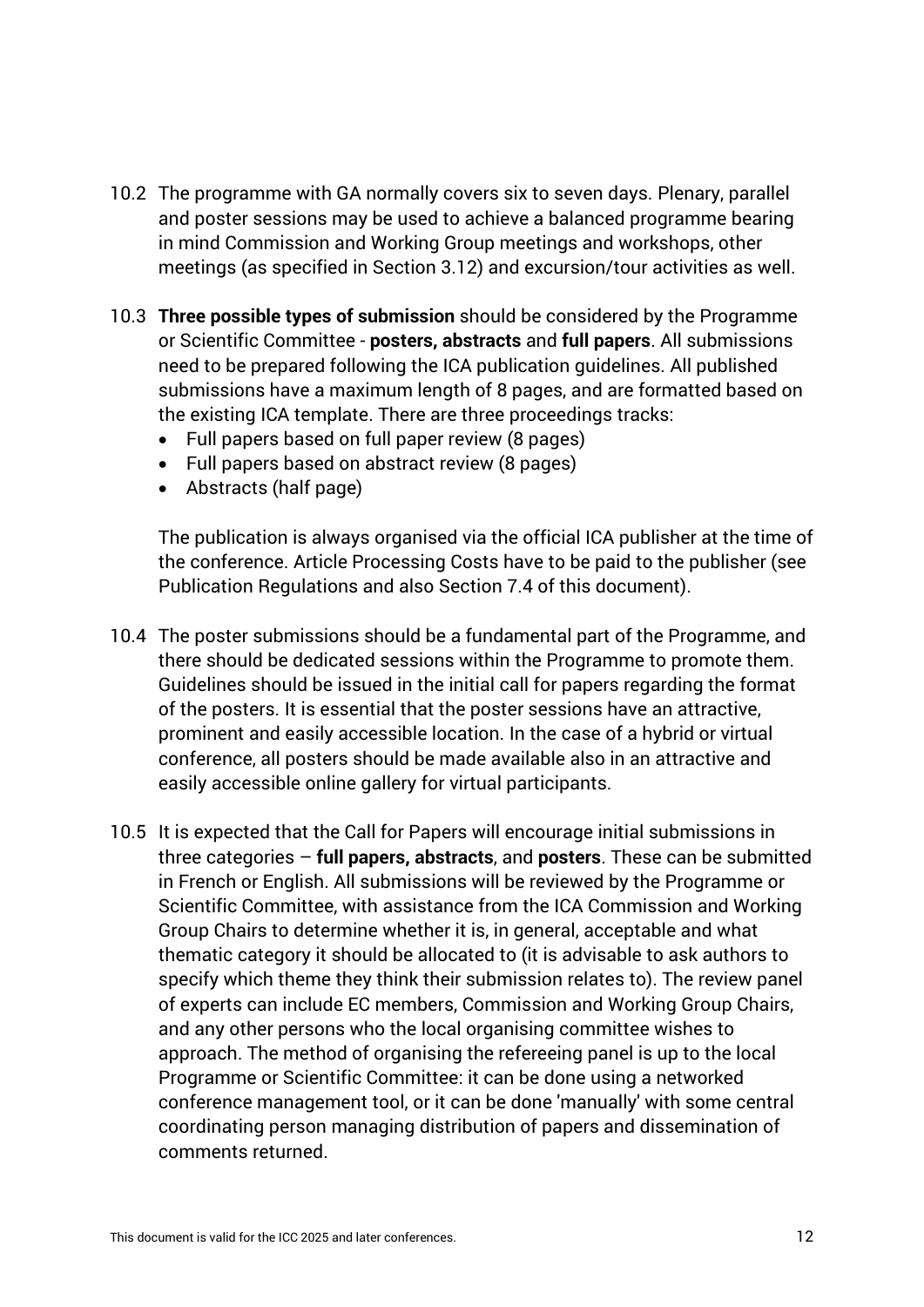10.2 The programme with GA normally covers six to seven days. Plenary, parallel and poster sessions may be used to achieve a balanced programme bearing in mind Commission and Working Group meetings and workshops, other meetings (as specified in Section 3.12) and excursion/tour activities as well.

10.3 **Three possible types of submission** should be considered by the Programme or Scientific Committee - **posters, abstracts** and **full papers**. All submissions need to be prepared following the ICA publication guidelines. All published submissions have a maximum length of 8 pages, and are formatted based on the existing ICA template. There are three proceedings tracks:

- Full papers based on full paper review (8 pages)
- Full papers based on abstract review (8 pages)
- Abstracts (half page)

The publication is always organised via the official ICA publisher at the time of the conference. Article Processing Costs have to be paid to the publisher (see Publication Regulations and also Section 7.4 of this document).

10.4 The poster submissions should be a fundamental part of the Programme, and there should be dedicated sessions within the Programme to promote them. Guidelines should be issued in the initial call for papers regarding the format of the posters. It is essential that the poster sessions have an attractive, prominent and easily accessible location. In the case of a hybrid or virtual conference, all posters should be made available also in an attractive and easily accessible online gallery for virtual participants.

10.5 It is expected that the Call for Papers will encourage initial submissions in three categories – **full papers, abstracts**, and **posters**. These can be submitted in French or English. All submissions will be reviewed by the Programme or Scientific Committee, with assistance from the ICA Commission and Working Group Chairs to determine whether it is, in general, acceptable and what thematic category it should be allocated to (it is advisable to ask authors to specify which theme they think their submission relates to). The review panel of experts can include EC members, Commission and Working Group Chairs, and any other persons who the local organising committee wishes to approach. The method of organising the refereeing panel is up to the local Programme or Scientific Committee: it can be done using a networked conference management tool, or it can be done 'manually' with some central coordinating person managing distribution of papers and dissemination of comments returned.

This document is valid for the ICC 2025 and later conferences.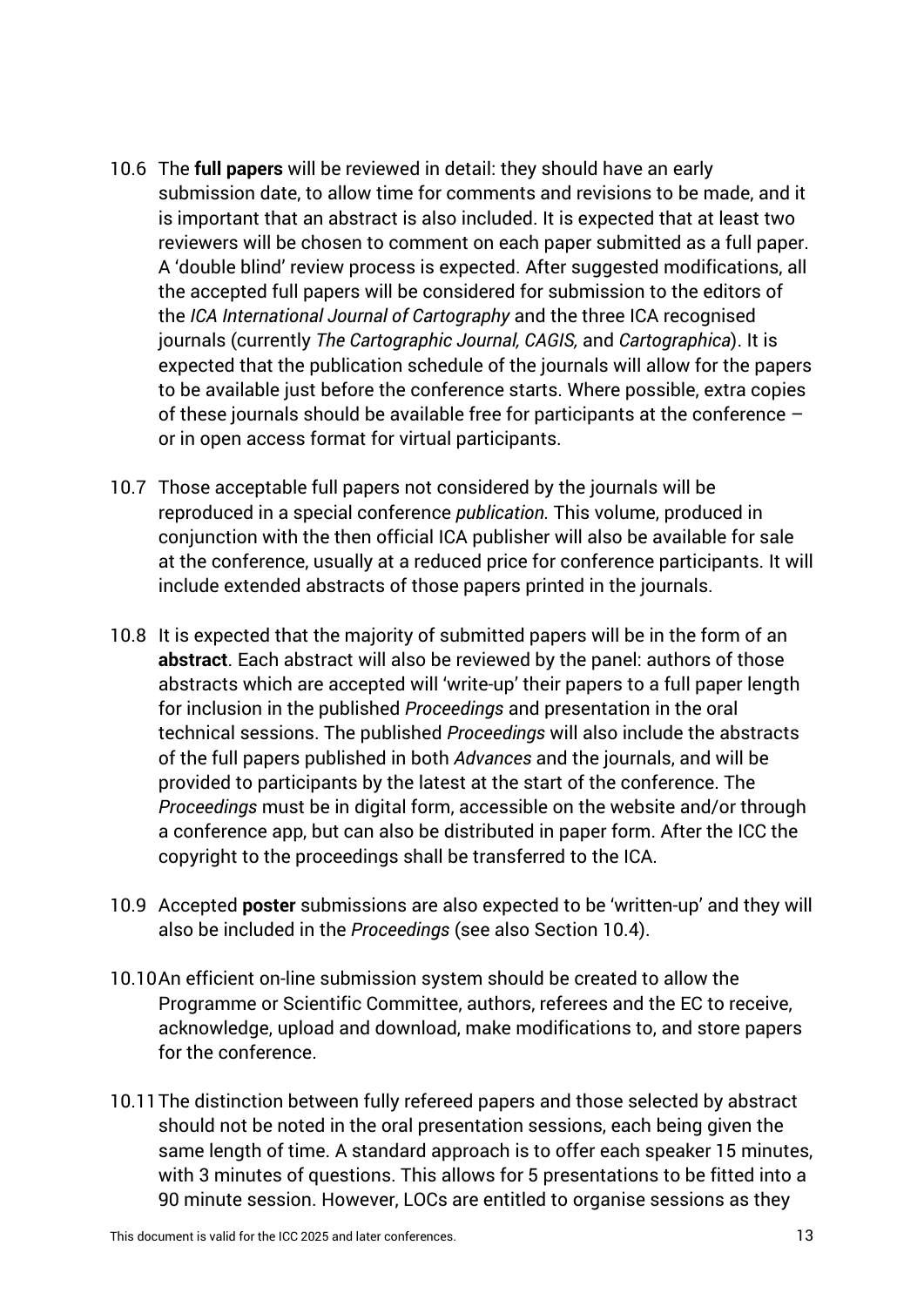10.6 The **full papers** will be reviewed in detail: they should have an early submission date, to allow time for comments and revisions to be made, and it is important that an abstract is also included. It is expected that at least two reviewers will be chosen to comment on each paper submitted as a full paper. A 'double blind' review process is expected. After suggested modifications, all the accepted full papers will be considered for submission to the editors of the *ICA International Journal of Cartography* and the three ICA recognised journals (currently *The Cartographic Journal, CAGIS,* and *Cartographica*). It is expected that the publication schedule of the journals will allow for the papers to be available just before the conference starts. Where possible, extra copies of these journals should be available free for participants at the conference – or in open access format for virtual participants.

10.7 Those acceptable full papers not considered by the journals will be reproduced in a special conference *publication.* This volume, produced in conjunction with the then official ICA publisher will also be available for sale at the conference, usually at a reduced price for conference participants. It will include extended abstracts of those papers printed in the journals.

10.8 It is expected that the majority of submitted papers will be in the form of an **abstract**. Each abstract will also be reviewed by the panel: authors of those abstracts which are accepted will 'write-up' their papers to a full paper length for inclusion in the published *Proceedings* and presentation in the oral technical sessions. The published *Proceedings* will also include the abstracts of the full papers published in both *Advances* and the journals, and will be provided to participants by the latest at the start of the conference. The *Proceedings* must be in digital form, accessible on the website and/or through a conference app, but can also be distributed in paper form. After the ICC the copyright to the proceedings shall be transferred to the ICA.

10.9 Accepted **poster** submissions are also expected to be 'written-up' and they will also be included in the *Proceedings* (see also Section 10.4).

10.10 An efficient on-line submission system should be created to allow the Programme or Scientific Committee, authors, referees and the EC to receive, acknowledge, upload and download, make modifications to, and store papers for the conference.

10.11 The distinction between fully refereed papers and those selected by abstract should not be noted in the oral presentation sessions, each being given the same length of time. A standard approach is to offer each speaker 15 minutes, with 3 minutes of questions. This allows for 5 presentations to be fitted into a 90 minute session. However, LOCs are entitled to organise sessions as they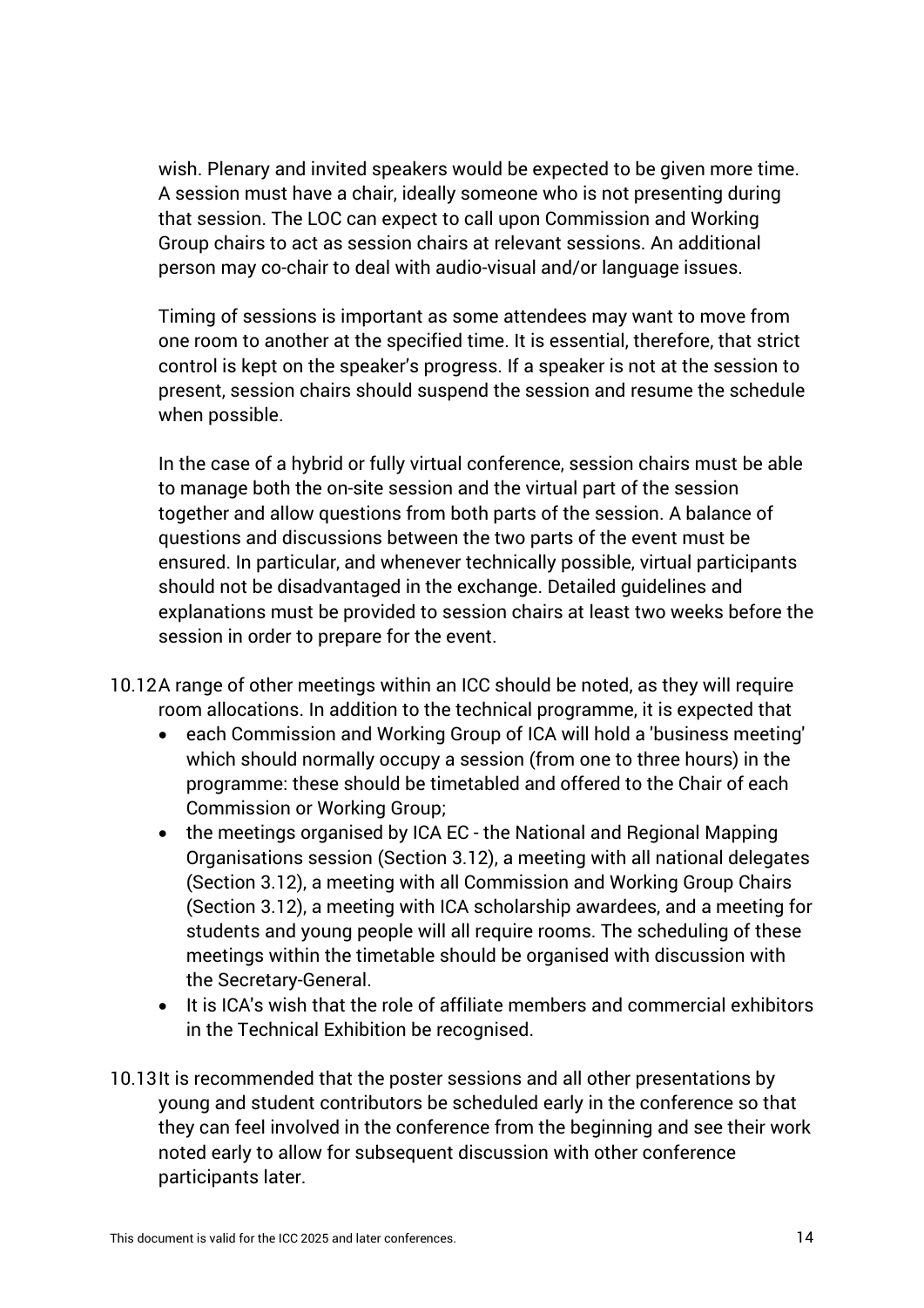wish. Plenary and invited speakers would be expected to be given more time. A session must have a chair, ideally someone who is not presenting during that session. The LOC can expect to call upon Commission and Working Group chairs to act as session chairs at relevant sessions. An additional person may co-chair to deal with audio-visual and/or language issues.

Timing of sessions is important as some attendees may want to move from one room to another at the specified time. It is essential, therefore, that strict control is kept on the speaker's progress. If a speaker is not at the session to present, session chairs should suspend the session and resume the schedule when possible.

In the case of a hybrid or fully virtual conference, session chairs must be able to manage both the on-site session and the virtual part of the session together and allow questions from both parts of the session. A balance of questions and discussions between the two parts of the event must be ensured. In particular, and whenever technically possible, virtual participants should not be disadvantaged in the exchange. Detailed guidelines and explanations must be provided to session chairs at least two weeks before the session in order to prepare for the event.

10.12 A range of other meetings within an ICC should be noted, as they will require room allocations. In addition to the technical programme, it is expected that

- each Commission and Working Group of ICA will hold a 'business meeting' which should normally occupy a session (from one to three hours) in the programme: these should be timetabled and offered to the Chair of each Commission or Working Group;
- the meetings organised by ICA EC - the National and Regional Mapping Organisations session (Section 3.12), a meeting with all national delegates (Section 3.12), a meeting with all Commission and Working Group Chairs (Section 3.12), a meeting with ICA scholarship awardees, and a meeting for students and young people will all require rooms. The scheduling of these meetings within the timetable should be organised with discussion with the Secretary-General.
- It is ICA's wish that the role of affiliate members and commercial exhibitors in the Technical Exhibition be recognised.

10.13 It is recommended that the poster sessions and all other presentations by young and student contributors be scheduled early in the conference so that they can feel involved in the conference from the beginning and see their work noted early to allow for subsequent discussion with other conference participants later.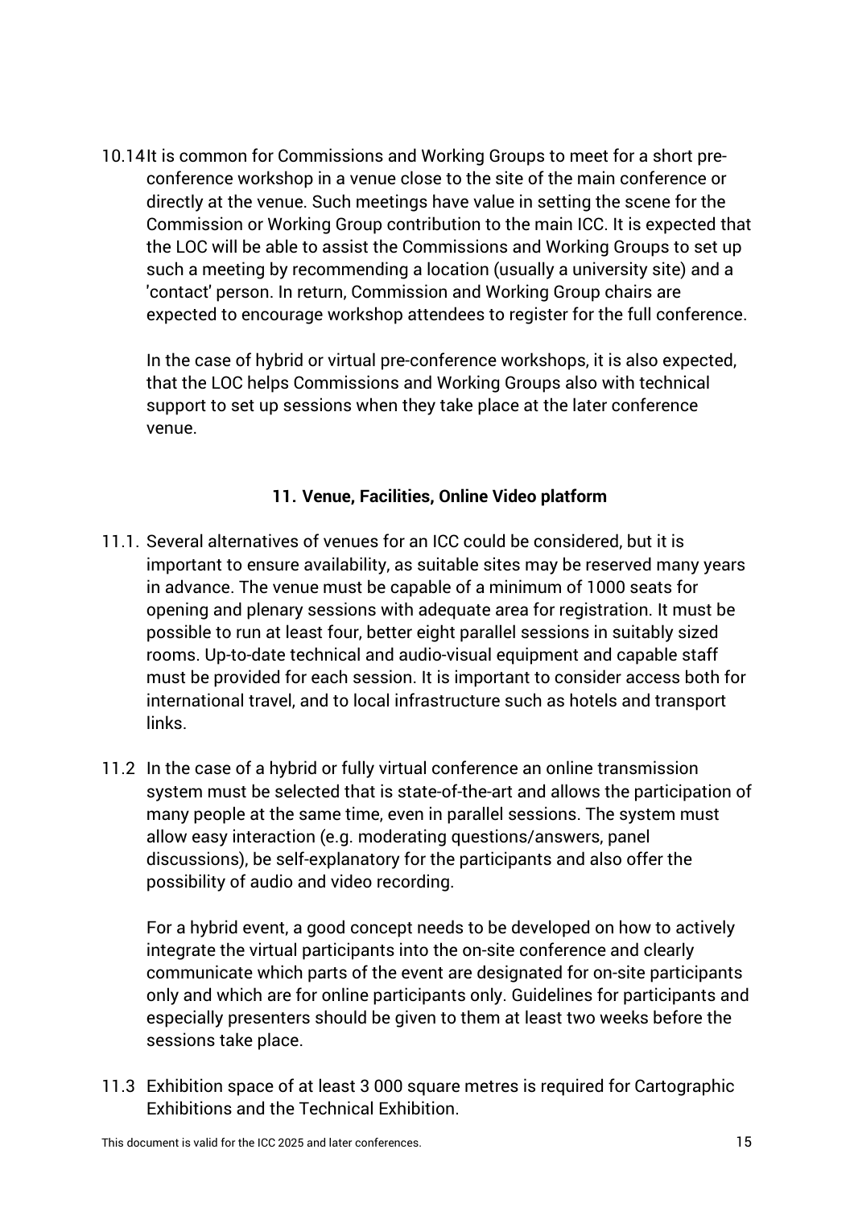10.14 It is common for Commissions and Working Groups to meet for a short pre-conference workshop in a venue close to the site of the main conference or directly at the venue. Such meetings have value in setting the scene for the Commission or Working Group contribution to the main ICC. It is expected that the LOC will be able to assist the Commissions and Working Groups to set up such a meeting by recommending a location (usually a university site) and a 'contact' person. In return, Commission and Working Group chairs are expected to encourage workshop attendees to register for the full conference.

In the case of hybrid or virtual pre-conference workshops, it is also expected, that the LOC helps Commissions and Working Groups also with technical support to set up sessions when they take place at the later conference venue.

## 11. Venue, Facilities, Online Video platform

11.1. Several alternatives of venues for an ICC could be considered, but it is important to ensure availability, as suitable sites may be reserved many years in advance. The venue must be capable of a minimum of 1000 seats for opening and plenary sessions with adequate area for registration. It must be possible to run at least four, better eight parallel sessions in suitably sized rooms. Up-to-date technical and audio-visual equipment and capable staff must be provided for each session. It is important to consider access both for international travel, and to local infrastructure such as hotels and transport links.

11.2 In the case of a hybrid or fully virtual conference an online transmission system must be selected that is state-of-the-art and allows the participation of many people at the same time, even in parallel sessions. The system must allow easy interaction (e.g. moderating questions/answers, panel discussions), be self-explanatory for the participants and also offer the possibility of audio and video recording.

For a hybrid event, a good concept needs to be developed on how to actively integrate the virtual participants into the on-site conference and clearly communicate which parts of the event are designated for on-site participants only and which are for online participants only. Guidelines for participants and especially presenters should be given to them at least two weeks before the sessions take place.

11.3 Exhibition space of at least 3 000 square metres is required for Cartographic Exhibitions and the Technical Exhibition.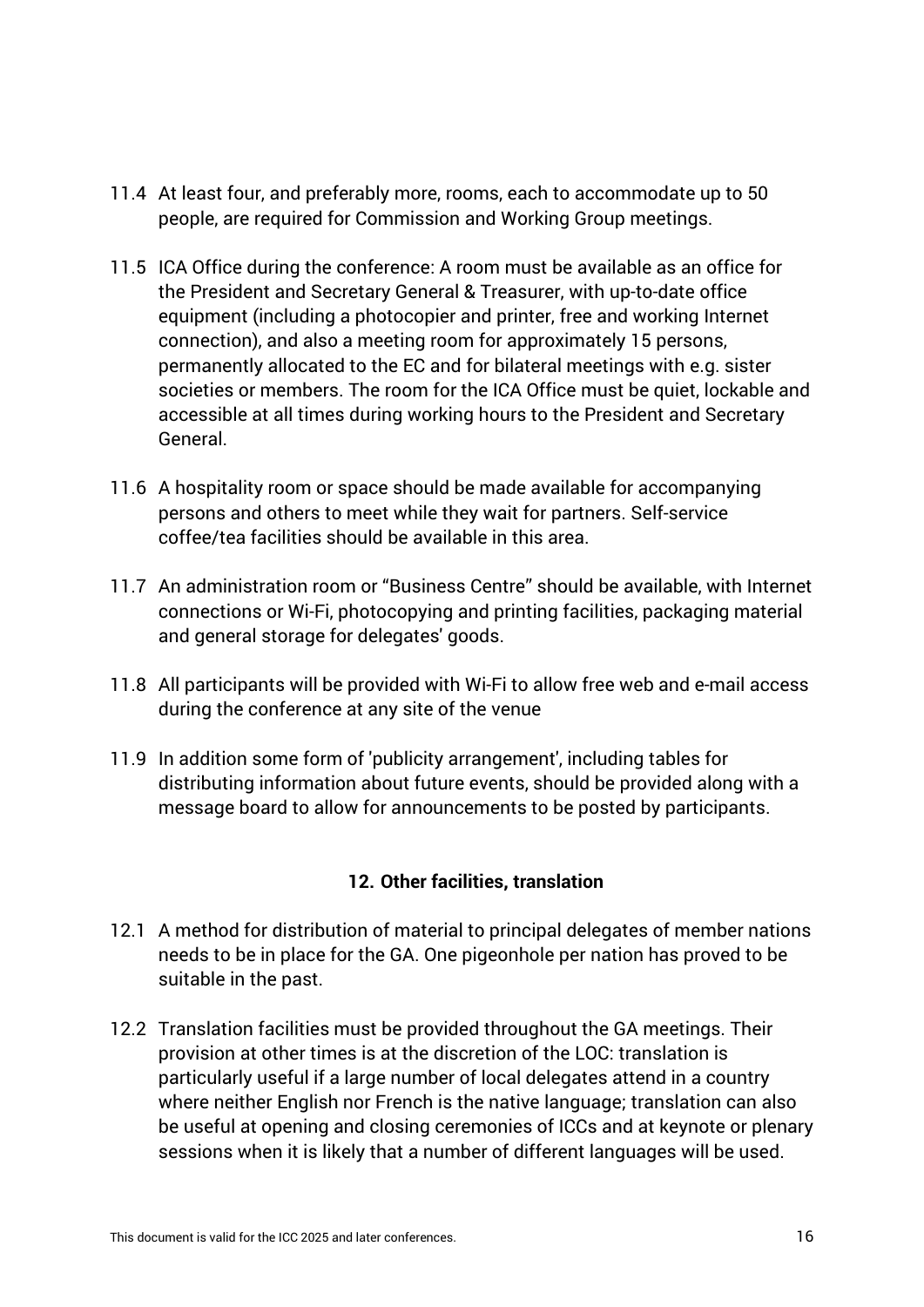11.4 At least four, and preferably more, rooms, each to accommodate up to 50 people, are required for Commission and Working Group meetings.

11.5 ICA Office during the conference: A room must be available as an office for the President and Secretary General & Treasurer, with up-to-date office equipment (including a photocopier and printer, free and working Internet connection), and also a meeting room for approximately 15 persons, permanently allocated to the EC and for bilateral meetings with e.g. sister societies or members. The room for the ICA Office must be quiet, lockable and accessible at all times during working hours to the President and Secretary General.

11.6 A hospitality room or space should be made available for accompanying persons and others to meet while they wait for partners. Self-service coffee/tea facilities should be available in this area.

11.7 An administration room or "Business Centre" should be available, with Internet connections or Wi-Fi, photocopying and printing facilities, packaging material and general storage for delegates' goods.

11.8 All participants will be provided with Wi-Fi to allow free web and e-mail access during the conference at any site of the venue

11.9 In addition some form of 'publicity arrangement', including tables for distributing information about future events, should be provided along with a message board to allow for announcements to be posted by participants.

## 12. Other facilities, translation

12.1 A method for distribution of material to principal delegates of member nations needs to be in place for the GA. One pigeonhole per nation has proved to be suitable in the past.

12.2 Translation facilities must be provided throughout the GA meetings. Their provision at other times is at the discretion of the LOC: translation is particularly useful if a large number of local delegates attend in a country where neither English nor French is the native language; translation can also be useful at opening and closing ceremonies of ICCs and at keynote or plenary sessions when it is likely that a number of different languages will be used.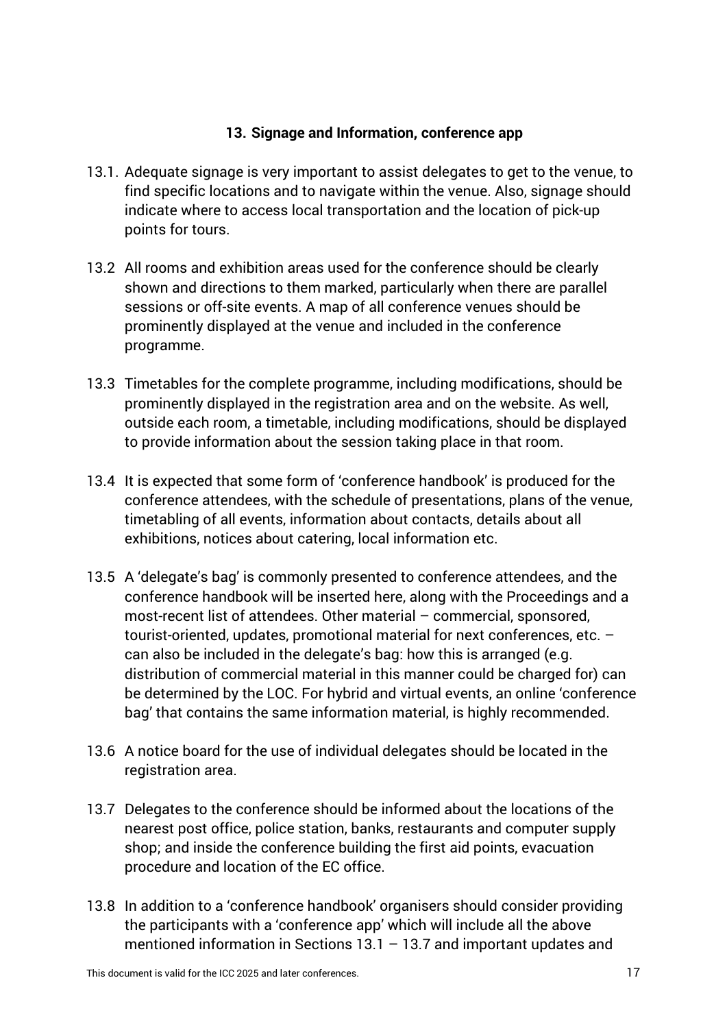## 13. Signage and Information, conference app

13.1. Adequate signage is very important to assist delegates to get to the venue, to find specific locations and to navigate within the venue. Also, signage should indicate where to access local transportation and the location of pick-up points for tours.

13.2 All rooms and exhibition areas used for the conference should be clearly shown and directions to them marked, particularly when there are parallel sessions or off-site events. A map of all conference venues should be prominently displayed at the venue and included in the conference programme.

13.3 Timetables for the complete programme, including modifications, should be prominently displayed in the registration area and on the website. As well, outside each room, a timetable, including modifications, should be displayed to provide information about the session taking place in that room.

13.4 It is expected that some form of 'conference handbook' is produced for the conference attendees, with the schedule of presentations, plans of the venue, timetabling of all events, information about contacts, details about all exhibitions, notices about catering, local information etc.

13.5 A 'delegate's bag' is commonly presented to conference attendees, and the conference handbook will be inserted here, along with the Proceedings and a most-recent list of attendees. Other material – commercial, sponsored, tourist-oriented, updates, promotional material for next conferences, etc. – can also be included in the delegate's bag: how this is arranged (e.g. distribution of commercial material in this manner could be charged for) can be determined by the LOC. For hybrid and virtual events, an online 'conference bag' that contains the same information material, is highly recommended.

13.6 A notice board for the use of individual delegates should be located in the registration area.

13.7 Delegates to the conference should be informed about the locations of the nearest post office, police station, banks, restaurants and computer supply shop; and inside the conference building the first aid points, evacuation procedure and location of the EC office.

13.8 In addition to a 'conference handbook' organisers should consider providing the participants with a 'conference app' which will include all the above mentioned information in Sections 13.1 – 13.7 and important updates and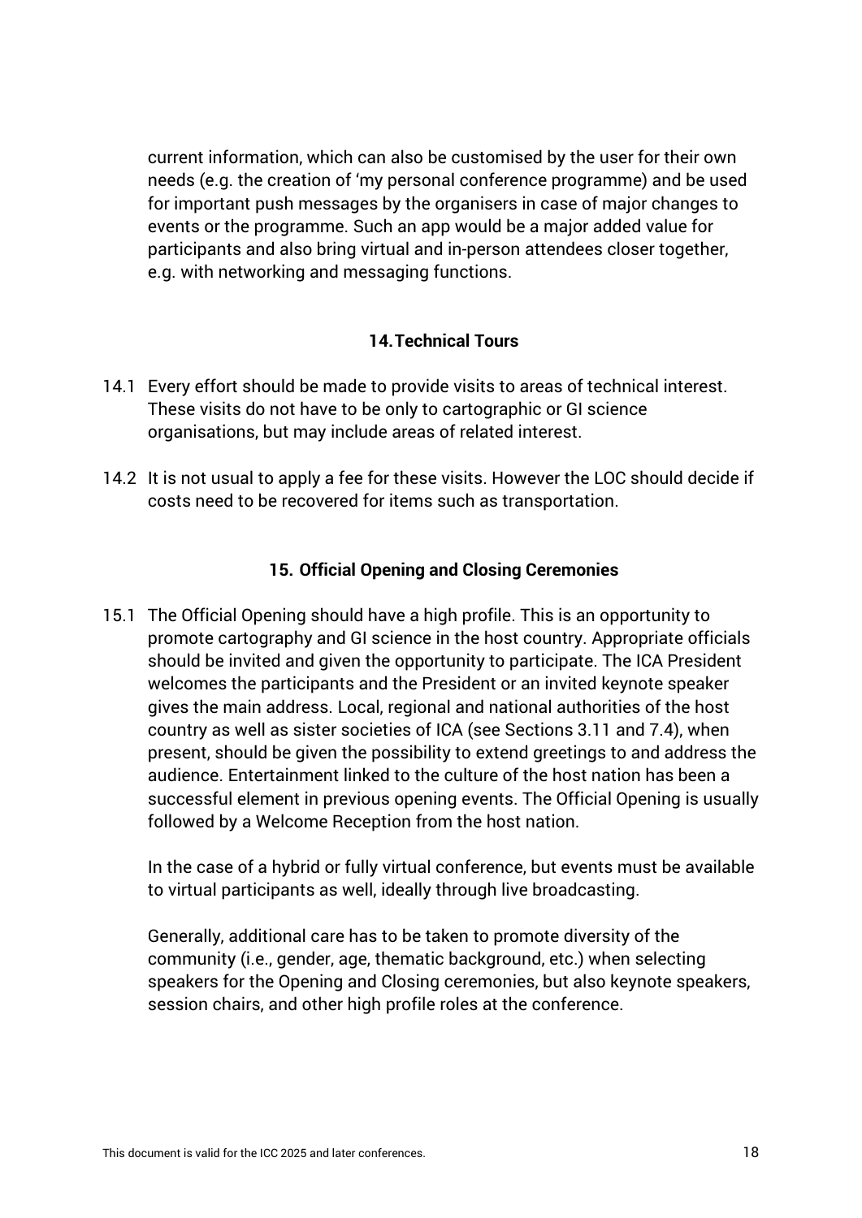current information, which can also be customised by the user for their own needs (e.g. the creation of 'my personal conference programme) and be used for important push messages by the organisers in case of major changes to events or the programme. Such an app would be a major added value for participants and also bring virtual and in-person attendees closer together, e.g. with networking and messaging functions.

## 14. Technical Tours

14.1 Every effort should be made to provide visits to areas of technical interest. These visits do not have to be only to cartographic or GI science organisations, but may include areas of related interest.

14.2 It is not usual to apply a fee for these visits. However the LOC should decide if costs need to be recovered for items such as transportation.

## 15. Official Opening and Closing Ceremonies

15.1 The Official Opening should have a high profile. This is an opportunity to promote cartography and GI science in the host country. Appropriate officials should be invited and given the opportunity to participate. The ICA President welcomes the participants and the President or an invited keynote speaker gives the main address. Local, regional and national authorities of the host country as well as sister societies of ICA (see Sections 3.11 and 7.4), when present, should be given the possibility to extend greetings to and address the audience. Entertainment linked to the culture of the host nation has been a successful element in previous opening events. The Official Opening is usually followed by a Welcome Reception from the host nation.

In the case of a hybrid or fully virtual conference, but events must be available to virtual participants as well, ideally through live broadcasting.

Generally, additional care has to be taken to promote diversity of the community (i.e., gender, age, thematic background, etc.) when selecting speakers for the Opening and Closing ceremonies, but also keynote speakers, session chairs, and other high profile roles at the conference.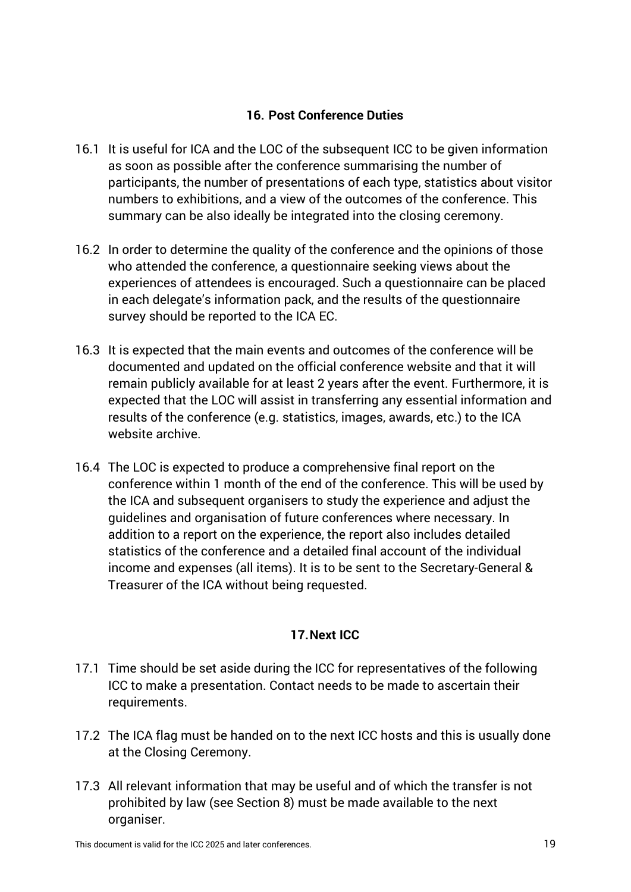## 16. Post Conference Duties

16.1 It is useful for ICA and the LOC of the subsequent ICC to be given information as soon as possible after the conference summarising the number of participants, the number of presentations of each type, statistics about visitor numbers to exhibitions, and a view of the outcomes of the conference. This summary can be also ideally be integrated into the closing ceremony.

16.2 In order to determine the quality of the conference and the opinions of those who attended the conference, a questionnaire seeking views about the experiences of attendees is encouraged. Such a questionnaire can be placed in each delegate's information pack, and the results of the questionnaire survey should be reported to the ICA EC.

16.3 It is expected that the main events and outcomes of the conference will be documented and updated on the official conference website and that it will remain publicly available for at least 2 years after the event. Furthermore, it is expected that the LOC will assist in transferring any essential information and results of the conference (e.g. statistics, images, awards, etc.) to the ICA website archive.

16.4 The LOC is expected to produce a comprehensive final report on the conference within 1 month of the end of the conference. This will be used by the ICA and subsequent organisers to study the experience and adjust the guidelines and organisation of future conferences where necessary. In addition to a report on the experience, the report also includes detailed statistics of the conference and a detailed final account of the individual income and expenses (all items). It is to be sent to the Secretary-General & Treasurer of the ICA without being requested.

## 17. Next ICC

17.1 Time should be set aside during the ICC for representatives of the following ICC to make a presentation. Contact needs to be made to ascertain their requirements.

17.2 The ICA flag must be handed on to the next ICC hosts and this is usually done at the Closing Ceremony.

17.3 All relevant information that may be useful and of which the transfer is not prohibited by law (see Section 8) must be made available to the next organiser.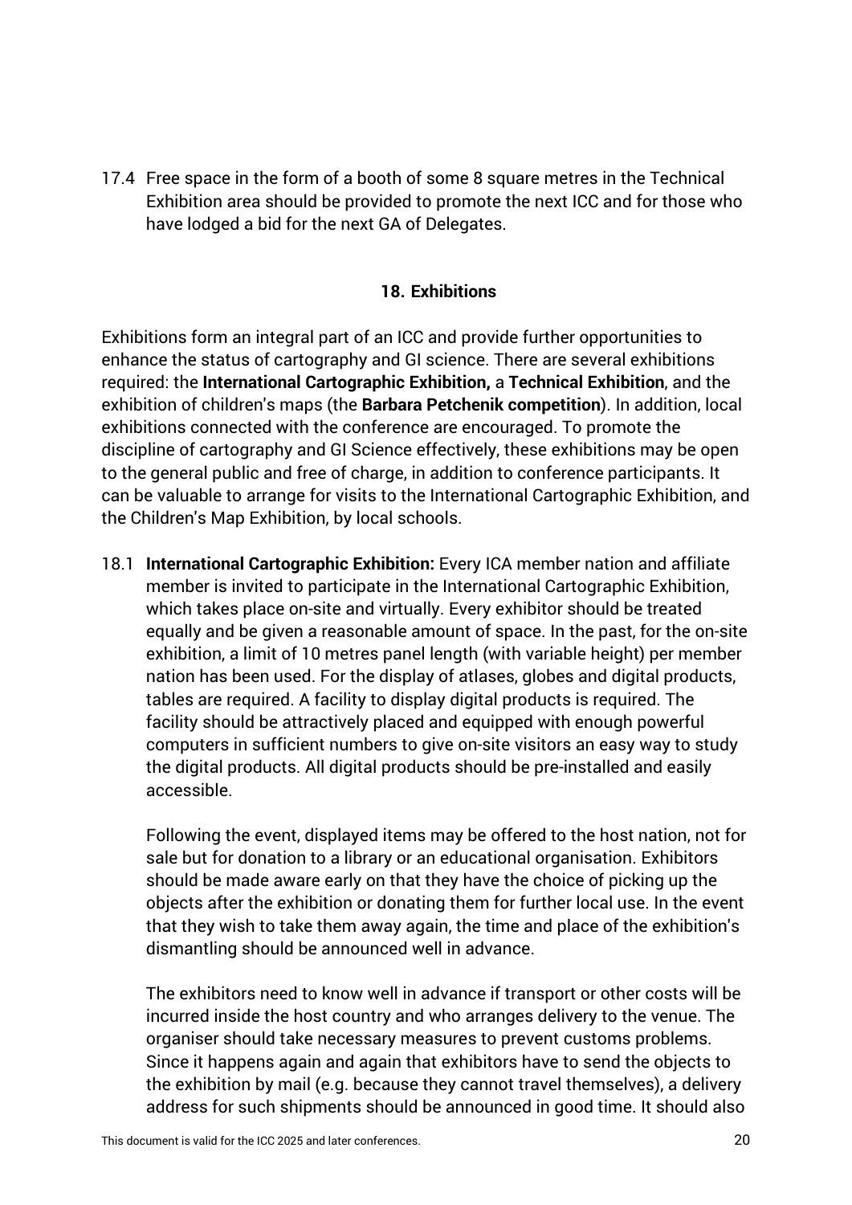17.4 Free space in the form of a booth of some 8 square metres in the Technical Exhibition area should be provided to promote the next ICC and for those who have lodged a bid for the next GA of Delegates.

## 18. Exhibitions

Exhibitions form an integral part of an ICC and provide further opportunities to enhance the status of cartography and GI science. There are several exhibitions required: the **International Cartographic Exhibition,** a **Technical Exhibition**, and the exhibition of children's maps (the **Barbara Petchenik competition**). In addition, local exhibitions connected with the conference are encouraged. To promote the discipline of cartography and GI Science effectively, these exhibitions may be open to the general public and free of charge, in addition to conference participants. It can be valuable to arrange for visits to the International Cartographic Exhibition, and the Children's Map Exhibition, by local schools.

18.1 **International Cartographic Exhibition:** Every ICA member nation and affiliate member is invited to participate in the International Cartographic Exhibition, which takes place on-site and virtually. Every exhibitor should be treated equally and be given a reasonable amount of space. In the past, for the on-site exhibition, a limit of 10 metres panel length (with variable height) per member nation has been used. For the display of atlases, globes and digital products, tables are required. A facility to display digital products is required. The facility should be attractively placed and equipped with enough powerful computers in sufficient numbers to give on-site visitors an easy way to study the digital products. All digital products should be pre-installed and easily accessible.

Following the event, displayed items may be offered to the host nation, not for sale but for donation to a library or an educational organisation. Exhibitors should be made aware early on that they have the choice of picking up the objects after the exhibition or donating them for further local use. In the event that they wish to take them away again, the time and place of the exhibition's dismantling should be announced well in advance.

The exhibitors need to know well in advance if transport or other costs will be incurred inside the host country and who arranges delivery to the venue. The organiser should take necessary measures to prevent customs problems. Since it happens again and again that exhibitors have to send the objects to the exhibition by mail (e.g. because they cannot travel themselves), a delivery address for such shipments should be announced in good time. It should also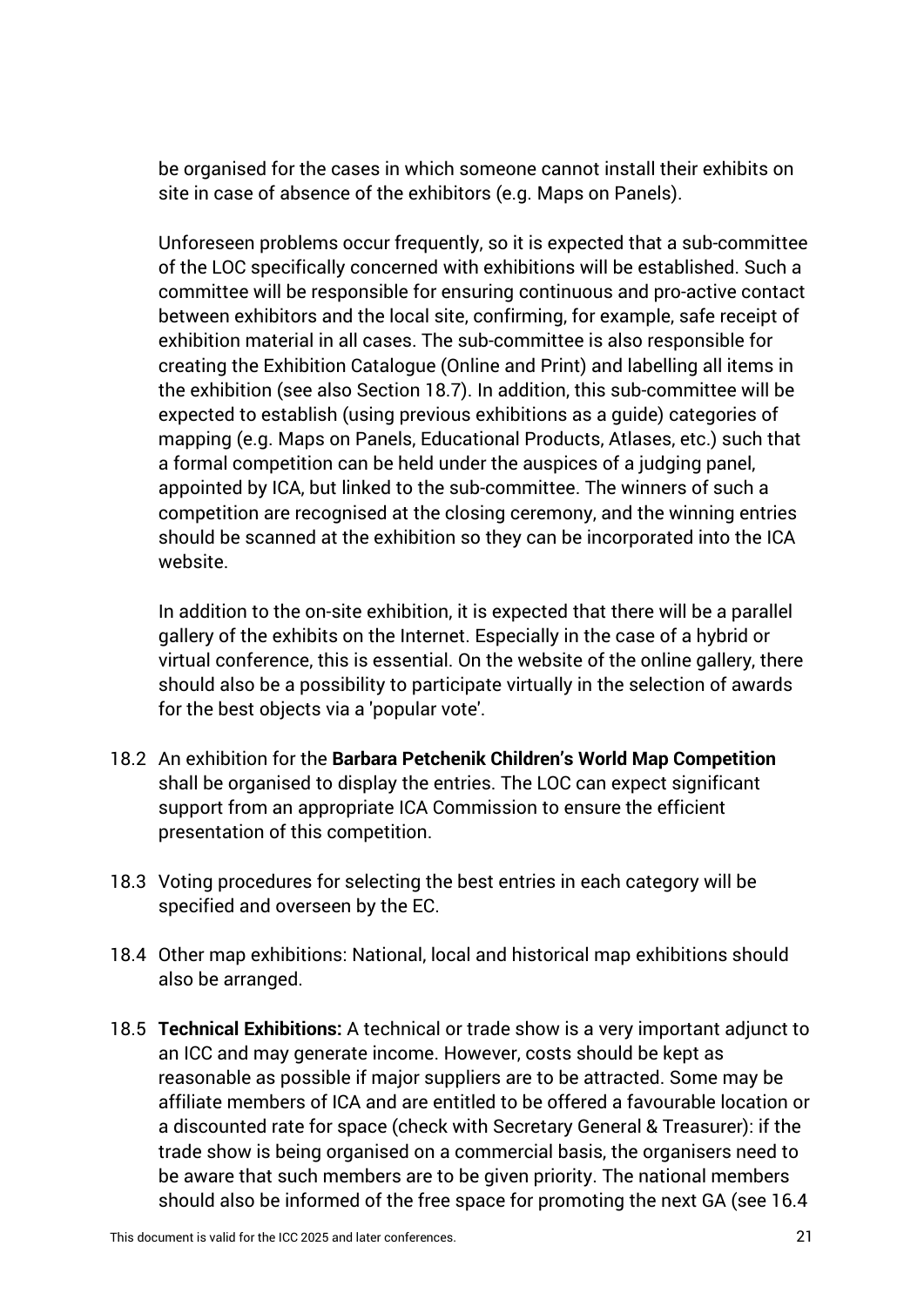be organised for the cases in which someone cannot install their exhibits on site in case of absence of the exhibitors (e.g. Maps on Panels).

Unforeseen problems occur frequently, so it is expected that a sub-committee of the LOC specifically concerned with exhibitions will be established. Such a committee will be responsible for ensuring continuous and pro-active contact between exhibitors and the local site, confirming, for example, safe receipt of exhibition material in all cases. The sub-committee is also responsible for creating the Exhibition Catalogue (Online and Print) and labelling all items in the exhibition (see also Section 18.7). In addition, this sub-committee will be expected to establish (using previous exhibitions as a guide) categories of mapping (e.g. Maps on Panels, Educational Products, Atlases, etc.) such that a formal competition can be held under the auspices of a judging panel, appointed by ICA, but linked to the sub-committee. The winners of such a competition are recognised at the closing ceremony, and the winning entries should be scanned at the exhibition so they can be incorporated into the ICA website.

In addition to the on-site exhibition, it is expected that there will be a parallel gallery of the exhibits on the Internet. Especially in the case of a hybrid or virtual conference, this is essential. On the website of the online gallery, there should also be a possibility to participate virtually in the selection of awards for the best objects via a 'popular vote'.

18.2 An exhibition for the **Barbara Petchenik Children's World Map Competition** shall be organised to display the entries. The LOC can expect significant support from an appropriate ICA Commission to ensure the efficient presentation of this competition.

18.3 Voting procedures for selecting the best entries in each category will be specified and overseen by the EC.

18.4 Other map exhibitions: National, local and historical map exhibitions should also be arranged.

18.5 **Technical Exhibitions:** A technical or trade show is a very important adjunct to an ICC and may generate income. However, costs should be kept as reasonable as possible if major suppliers are to be attracted. Some may be affiliate members of ICA and are entitled to be offered a favourable location or a discounted rate for space (check with Secretary General & Treasurer): if the trade show is being organised on a commercial basis, the organisers need to be aware that such members are to be given priority. The national members should also be informed of the free space for promoting the next GA (see 16.4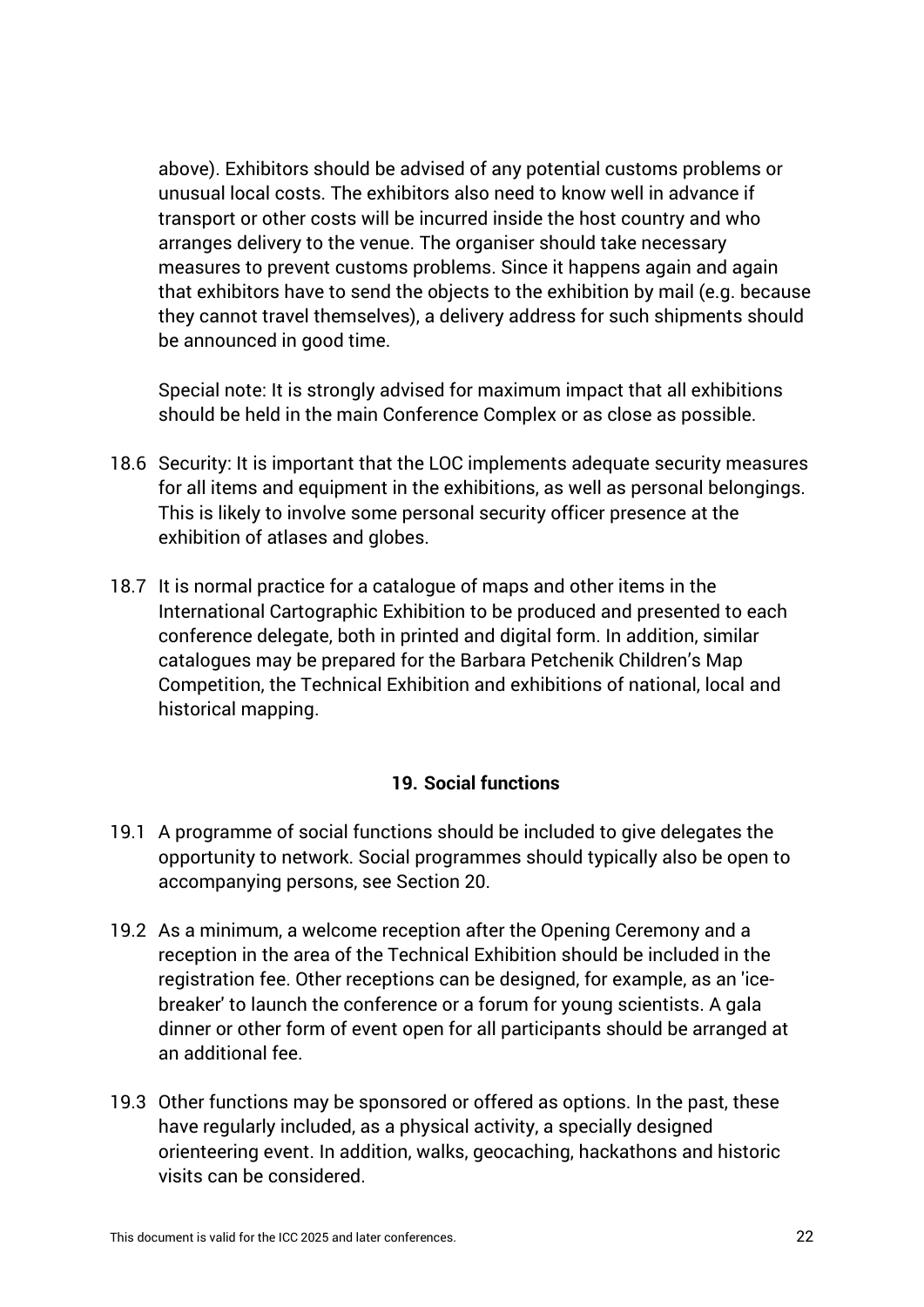above). Exhibitors should be advised of any potential customs problems or unusual local costs. The exhibitors also need to know well in advance if transport or other costs will be incurred inside the host country and who arranges delivery to the venue. The organiser should take necessary measures to prevent customs problems. Since it happens again and again that exhibitors have to send the objects to the exhibition by mail (e.g. because they cannot travel themselves), a delivery address for such shipments should be announced in good time.

Special note: It is strongly advised for maximum impact that all exhibitions should be held in the main Conference Complex or as close as possible.

18.6 Security: It is important that the LOC implements adequate security measures for all items and equipment in the exhibitions, as well as personal belongings. This is likely to involve some personal security officer presence at the exhibition of atlases and globes.

18.7 It is normal practice for a catalogue of maps and other items in the International Cartographic Exhibition to be produced and presented to each conference delegate, both in printed and digital form. In addition, similar catalogues may be prepared for the Barbara Petchenik Children's Map Competition, the Technical Exhibition and exhibitions of national, local and historical mapping.

## 19. Social functions

19.1 A programme of social functions should be included to give delegates the opportunity to network. Social programmes should typically also be open to accompanying persons, see Section 20.

19.2 As a minimum, a welcome reception after the Opening Ceremony and a reception in the area of the Technical Exhibition should be included in the registration fee. Other receptions can be designed, for example, as an 'ice-breaker' to launch the conference or a forum for young scientists. A gala dinner or other form of event open for all participants should be arranged at an additional fee.

19.3 Other functions may be sponsored or offered as options. In the past, these have regularly included, as a physical activity, a specially designed orienteering event. In addition, walks, geocaching, hackathons and historic visits can be considered.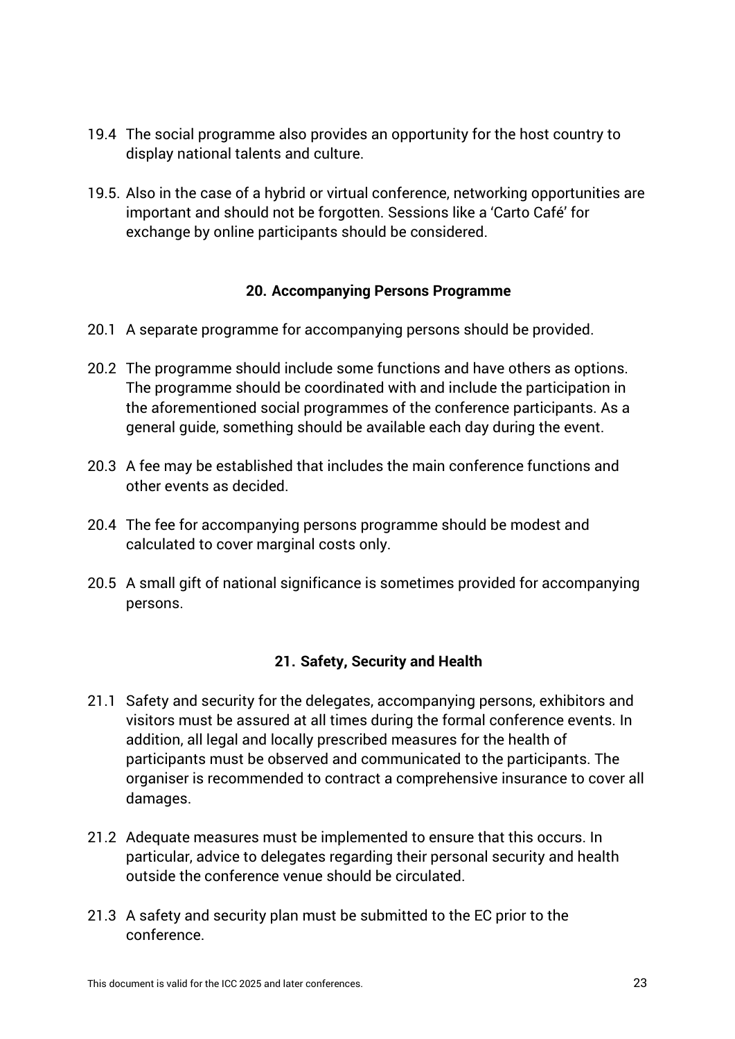19.4 The social programme also provides an opportunity for the host country to display national talents and culture.

19.5. Also in the case of a hybrid or virtual conference, networking opportunities are important and should not be forgotten. Sessions like a 'Carto Café' for exchange by online participants should be considered.

## 20. Accompanying Persons Programme

20.1 A separate programme for accompanying persons should be provided.

20.2 The programme should include some functions and have others as options. The programme should be coordinated with and include the participation in the aforementioned social programmes of the conference participants. As a general guide, something should be available each day during the event.

20.3 A fee may be established that includes the main conference functions and other events as decided.

20.4 The fee for accompanying persons programme should be modest and calculated to cover marginal costs only.

20.5 A small gift of national significance is sometimes provided for accompanying persons.

## 21. Safety, Security and Health

21.1 Safety and security for the delegates, accompanying persons, exhibitors and visitors must be assured at all times during the formal conference events. In addition, all legal and locally prescribed measures for the health of participants must be observed and communicated to the participants. The organiser is recommended to contract a comprehensive insurance to cover all damages.

21.2 Adequate measures must be implemented to ensure that this occurs. In particular, advice to delegates regarding their personal security and health outside the conference venue should be circulated.

21.3 A safety and security plan must be submitted to the EC prior to the conference.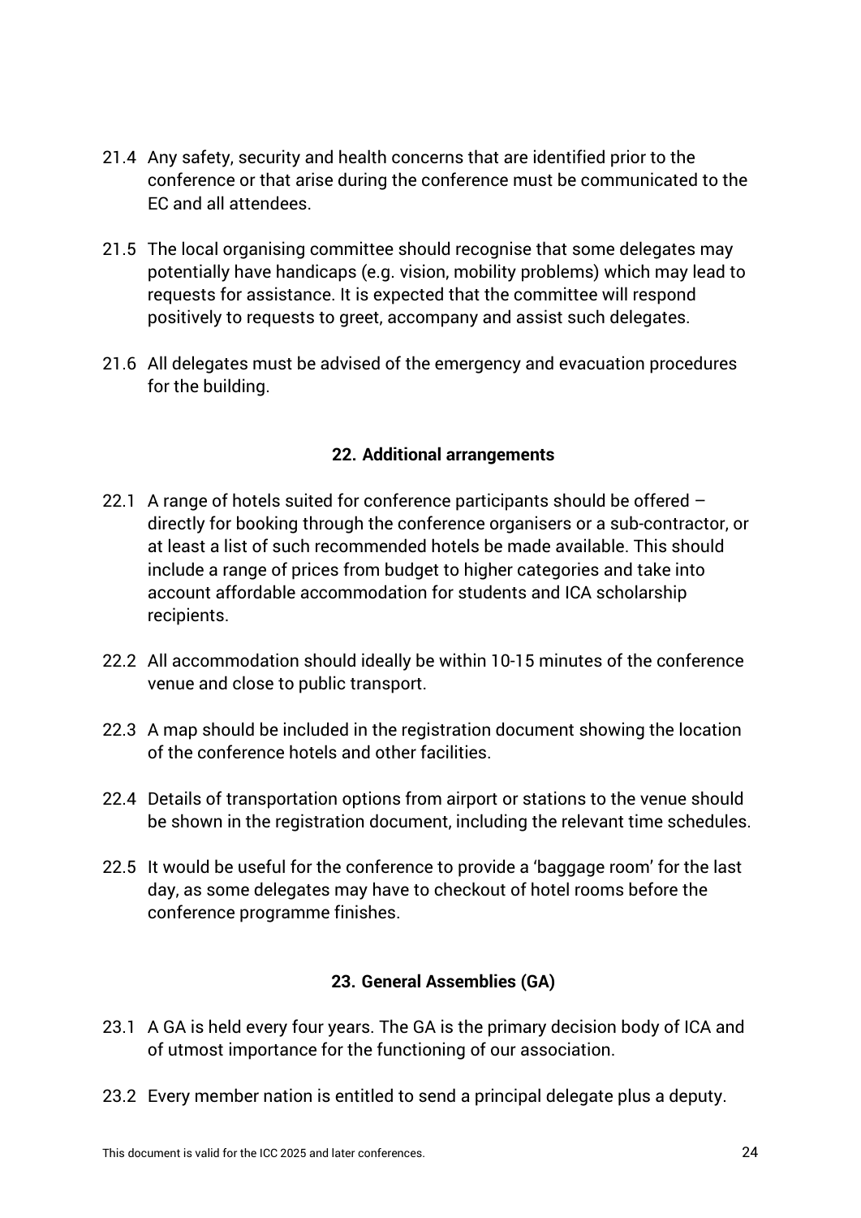21.4 Any safety, security and health concerns that are identified prior to the conference or that arise during the conference must be communicated to the EC and all attendees.

21.5 The local organising committee should recognise that some delegates may potentially have handicaps (e.g. vision, mobility problems) which may lead to requests for assistance. It is expected that the committee will respond positively to requests to greet, accompany and assist such delegates.

21.6 All delegates must be advised of the emergency and evacuation procedures for the building.

## 22. Additional arrangements

22.1 A range of hotels suited for conference participants should be offered – directly for booking through the conference organisers or a sub-contractor, or at least a list of such recommended hotels be made available. This should include a range of prices from budget to higher categories and take into account affordable accommodation for students and ICA scholarship recipients.

22.2 All accommodation should ideally be within 10-15 minutes of the conference venue and close to public transport.

22.3 A map should be included in the registration document showing the location of the conference hotels and other facilities.

22.4 Details of transportation options from airport or stations to the venue should be shown in the registration document, including the relevant time schedules.

22.5 It would be useful for the conference to provide a 'baggage room' for the last day, as some delegates may have to checkout of hotel rooms before the conference programme finishes.

## 23. General Assemblies (GA)

23.1 A GA is held every four years. The GA is the primary decision body of ICA and of utmost importance for the functioning of our association.

23.2 Every member nation is entitled to send a principal delegate plus a deputy.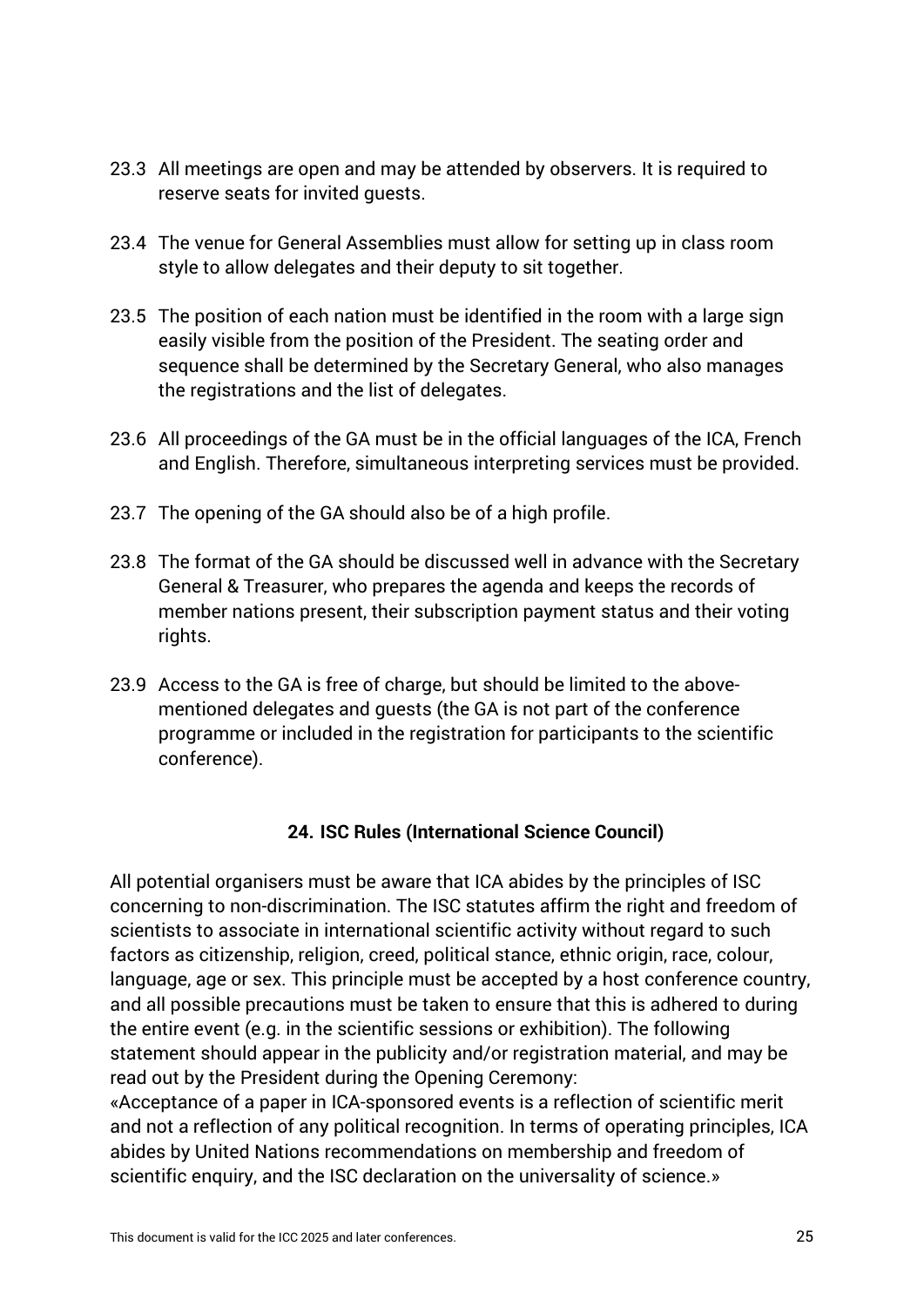23.3 All meetings are open and may be attended by observers. It is required to reserve seats for invited guests.

23.4 The venue for General Assemblies must allow for setting up in class room style to allow delegates and their deputy to sit together.

23.5 The position of each nation must be identified in the room with a large sign easily visible from the position of the President. The seating order and sequence shall be determined by the Secretary General, who also manages the registrations and the list of delegates.

23.6 All proceedings of the GA must be in the official languages of the ICA, French and English. Therefore, simultaneous interpreting services must be provided.

23.7 The opening of the GA should also be of a high profile.

23.8 The format of the GA should be discussed well in advance with the Secretary General & Treasurer, who prepares the agenda and keeps the records of member nations present, their subscription payment status and their voting rights.

23.9 Access to the GA is free of charge, but should be limited to the above-mentioned delegates and guests (the GA is not part of the conference programme or included in the registration for participants to the scientific conference).

## 24. ISC Rules (International Science Council)

All potential organisers must be aware that ICA abides by the principles of ISC concerning to non-discrimination. The ISC statutes affirm the right and freedom of scientists to associate in international scientific activity without regard to such factors as citizenship, religion, creed, political stance, ethnic origin, race, colour, language, age or sex. This principle must be accepted by a host conference country, and all possible precautions must be taken to ensure that this is adhered to during the entire event (e.g. in the scientific sessions or exhibition). The following statement should appear in the publicity and/or registration material, and may be read out by the President during the Opening Ceremony:
«Acceptance of a paper in ICA-sponsored events is a reflection of scientific merit and not a reflection of any political recognition. In terms of operating principles, ICA abides by United Nations recommendations on membership and freedom of scientific enquiry, and the ISC declaration on the universality of science.»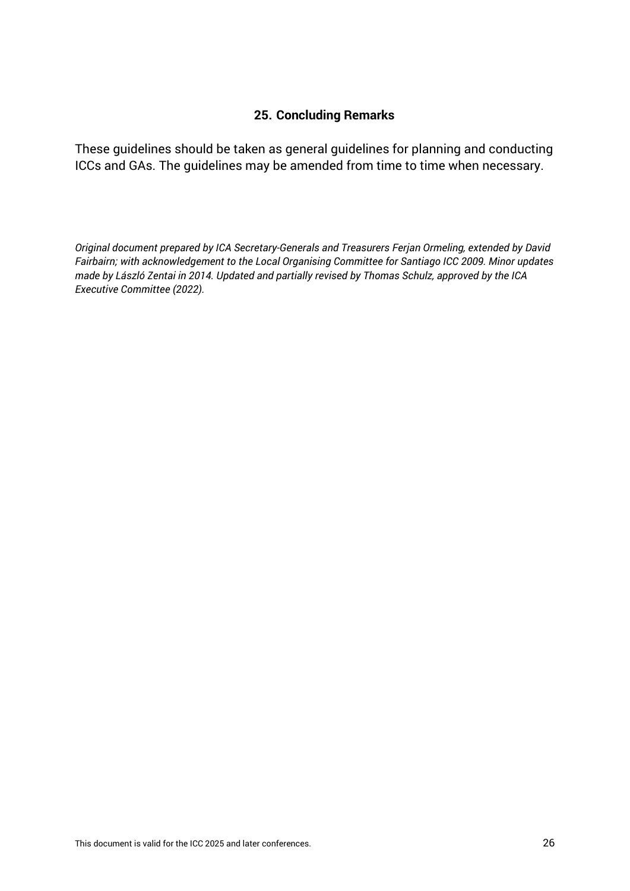## 25. Concluding Remarks

These guidelines should be taken as general guidelines for planning and conducting ICCs and GAs. The guidelines may be amended from time to time when necessary.

*Original document prepared by ICA Secretary-Generals and Treasurers Ferjan Ormeling, extended by David Fairbairn; with acknowledgement to the Local Organising Committee for Santiago ICC 2009. Minor updates made by László Zentai in 2014. Updated and partially revised by Thomas Schulz, approved by the ICA Executive Committee (2022).*